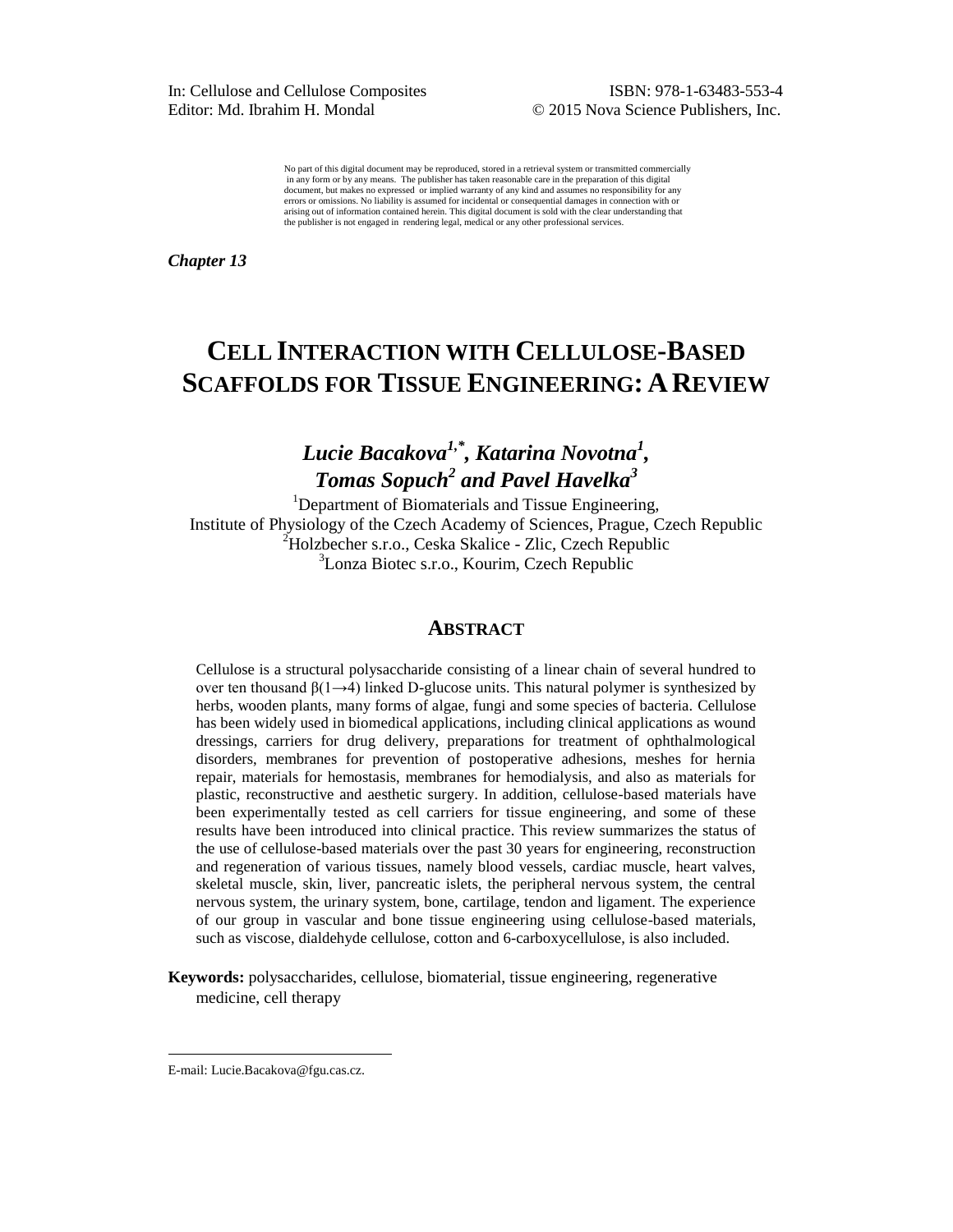In: Cellulose and Cellulose Composites
Editor: Md. Ibrahim H. Mondal

ISBN: 978-1-63483-553-4
© 2015 Nova Science Publishers, Inc.

No part of this digital document may be reproduced, stored in a retrieval system or transmitted commercially in any form or by any means. The publisher has taken reasonable care in the preparation of this digital document, but makes no expressed or implied warranty of any kind and assumes no responsibility for any errors or omissions. No liability is assumed for incidental or consequential damages in connection with or arising out of information contained herein. This digital document is sold with the clear understanding that the publisher is not engaged in rendering legal, medical or any other professional services.

***Chapter 13***

# CELL INTERACTION WITH CELLULOSE-BASED SCAFFOLDS FOR TISSUE ENGINEERING: A REVIEW

***Lucie Bacakova[1,*], Katarina Novotna[1], Tomas Sopuch[2] and Pavel Havelka[3]***

[1]Department of Biomaterials and Tissue Engineering, Institute of Physiology of the Czech Academy of Sciences, Prague, Czech Republic
[2]Holzbecher s.r.o., Ceska Skalice - Zlic, Czech Republic
[3]Lonza Biotec s.r.o., Kourim, Czech Republic

## ABSTRACT

Cellulose is a structural polysaccharide consisting of a linear chain of several hundred to over ten thousand $\beta(1\rightarrow4)$ linked D-glucose units. This natural polymer is synthesized by herbs, wooden plants, many forms of algae, fungi and some species of bacteria. Cellulose has been widely used in biomedical applications, including clinical applications as wound dressings, carriers for drug delivery, preparations for treatment of ophthalmological disorders, membranes for prevention of postoperative adhesions, meshes for hernia repair, materials for hemostasis, membranes for hemodialysis, and also as materials for plastic, reconstructive and aesthetic surgery. In addition, cellulose-based materials have been experimentally tested as cell carriers for tissue engineering, and some of these results have been introduced into clinical practice. This review summarizes the status of the use of cellulose-based materials over the past 30 years for engineering, reconstruction and regeneration of various tissues, namely blood vessels, cardiac muscle, heart valves, skeletal muscle, skin, liver, pancreatic islets, the peripheral nervous system, the central nervous system, the urinary system, bone, cartilage, tendon and ligament. The experience of our group in vascular and bone tissue engineering using cellulose-based materials, such as viscose, dialdehyde cellulose, cotton and 6-carboxycellulose, is also included.

**Keywords:** polysaccharides, cellulose, biomaterial, tissue engineering, regenerative medicine, cell therapy

---

*E-mail: Lucie.Bacakova@fgu.cas.cz.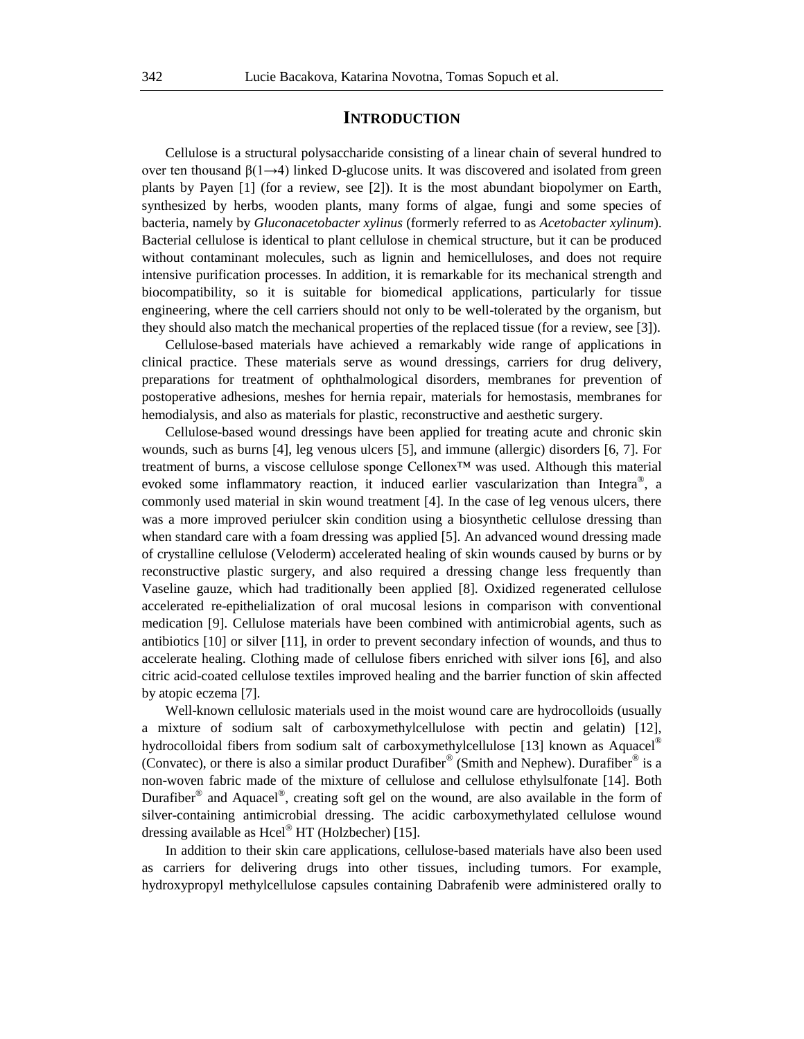## INTRODUCTION

Cellulose is a structural polysaccharide consisting of a linear chain of several hundred to over ten thousand $\beta(1\rightarrow4)$ linked D-glucose units. It was discovered and isolated from green plants by Payen [1] (for a review, see [2]). It is the most abundant biopolymer on Earth, synthesized by herbs, wooden plants, many forms of algae, fungi and some species of bacteria, namely by *Gluconacetobacter xylinus* (formerly referred to as *Acetobacter xylinum*). Bacterial cellulose is identical to plant cellulose in chemical structure, but it can be produced without contaminant molecules, such as lignin and hemicelluloses, and does not require intensive purification processes. In addition, it is remarkable for its mechanical strength and biocompatibility, so it is suitable for biomedical applications, particularly for tissue engineering, where the cell carriers should not only to be well-tolerated by the organism, but they should also match the mechanical properties of the replaced tissue (for a review, see [3]).

Cellulose-based materials have achieved a remarkably wide range of applications in clinical practice. These materials serve as wound dressings, carriers for drug delivery, preparations for treatment of ophthalmological disorders, membranes for prevention of postoperative adhesions, meshes for hernia repair, materials for hemostasis, membranes for hemodialysis, and also as materials for plastic, reconstructive and aesthetic surgery.

Cellulose-based wound dressings have been applied for treating acute and chronic skin wounds, such as burns [4], leg venous ulcers [5], and immune (allergic) disorders [6, 7]. For treatment of burns, a viscose cellulose sponge Cellonex™ was used. Although this material evoked some inflammatory reaction, it induced earlier vascularization than Integra®, a commonly used material in skin wound treatment [4]. In the case of leg venous ulcers, there was a more improved periulcer skin condition using a biosynthetic cellulose dressing than when standard care with a foam dressing was applied [5]. An advanced wound dressing made of crystalline cellulose (Veloderm) accelerated healing of skin wounds caused by burns or by reconstructive plastic surgery, and also required a dressing change less frequently than Vaseline gauze, which had traditionally been applied [8]. Oxidized regenerated cellulose accelerated re-epithelialization of oral mucosal lesions in comparison with conventional medication [9]. Cellulose materials have been combined with antimicrobial agents, such as antibiotics [10] or silver [11], in order to prevent secondary infection of wounds, and thus to accelerate healing. Clothing made of cellulose fibers enriched with silver ions [6], and also citric acid-coated cellulose textiles improved healing and the barrier function of skin affected by atopic eczema [7].

Well-known cellulosic materials used in the moist wound care are hydrocolloids (usually a mixture of sodium salt of carboxymethylcellulose with pectin and gelatin) [12], hydrocolloidal fibers from sodium salt of carboxymethylcellulose [13] known as Aquacel® (Convatec), or there is also a similar product Durafiber® (Smith and Nephew). Durafiber® is a non-woven fabric made of the mixture of cellulose and cellulose ethylsulfonate [14]. Both Durafiber® and Aquacel®, creating soft gel on the wound, are also available in the form of silver-containing antimicrobial dressing. The acidic carboxymethylated cellulose wound dressing available as Hcel® HT (Holzbecher) [15].

In addition to their skin care applications, cellulose-based materials have also been used as carriers for delivering drugs into other tissues, including tumors. For example, hydroxypropyl methylcellulose capsules containing Dabrafenib were administered orally to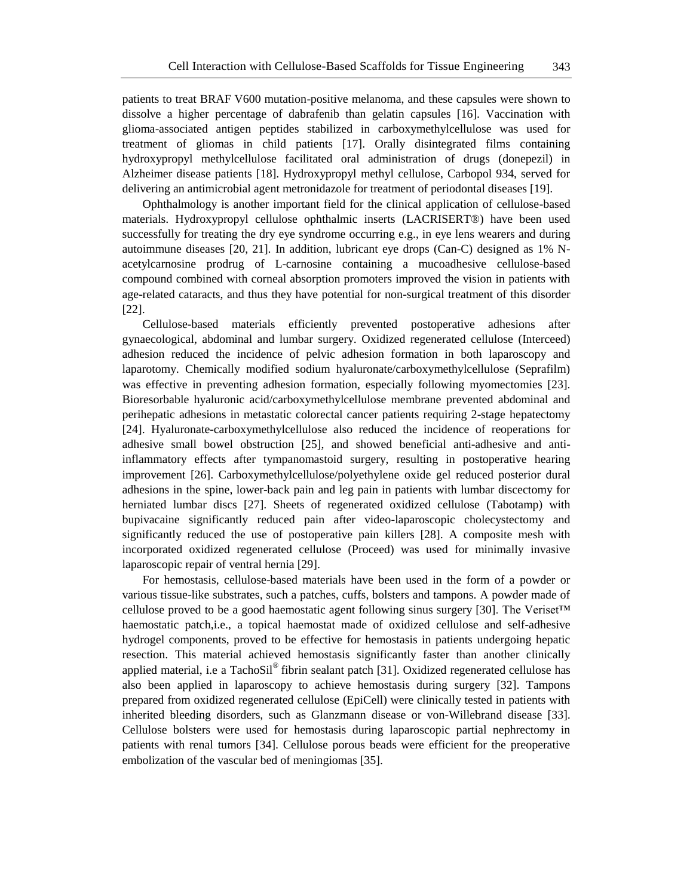patients to treat BRAF V600 mutation-positive melanoma, and these capsules were shown to dissolve a higher percentage of dabrafenib than gelatin capsules [16]. Vaccination with glioma-associated antigen peptides stabilized in carboxymethylcellulose was used for treatment of gliomas in child patients [17]. Orally disintegrated films containing hydroxypropyl methylcellulose facilitated oral administration of drugs (donepezil) in Alzheimer disease patients [18]. Hydroxypropyl methyl cellulose, Carbopol 934, served for delivering an antimicrobial agent metronidazole for treatment of periodontal diseases [19].

Ophthalmology is another important field for the clinical application of cellulose-based materials. Hydroxypropyl cellulose ophthalmic inserts (LACRISERT®) have been used successfully for treating the dry eye syndrome occurring e.g., in eye lens wearers and during autoimmune diseases [20, 21]. In addition, lubricant eye drops (Can-C) designed as 1% N-acetylcarnosine prodrug of L-carnosine containing a mucoadhesive cellulose-based compound combined with corneal absorption promoters improved the vision in patients with age-related cataracts, and thus they have potential for non-surgical treatment of this disorder [22].

Cellulose-based materials efficiently prevented postoperative adhesions after gynaecological, abdominal and lumbar surgery. Oxidized regenerated cellulose (Interceed) adhesion reduced the incidence of pelvic adhesion formation in both laparoscopy and laparotomy. Chemically modified sodium hyaluronate/carboxymethylcellulose (Seprafilm) was effective in preventing adhesion formation, especially following myomectomies [23]. Bioresorbable hyaluronic acid/carboxymethylcellulose membrane prevented abdominal and perihepatic adhesions in metastatic colorectal cancer patients requiring 2-stage hepatectomy [24]. Hyaluronate-carboxymethylcellulose also reduced the incidence of reoperations for adhesive small bowel obstruction [25], and showed beneficial anti-adhesive and anti-inflammatory effects after tympanomastoid surgery, resulting in postoperative hearing improvement [26]. Carboxymethylcellulose/polyethylene oxide gel reduced posterior dural adhesions in the spine, lower-back pain and leg pain in patients with lumbar discectomy for herniated lumbar discs [27]. Sheets of regenerated oxidized cellulose (Tabotamp) with bupivacaine significantly reduced pain after video-laparoscopic cholecystectomy and significantly reduced the use of postoperative pain killers [28]. A composite mesh with incorporated oxidized regenerated cellulose (Proceed) was used for minimally invasive laparoscopic repair of ventral hernia [29].

For hemostasis, cellulose-based materials have been used in the form of a powder or various tissue-like substrates, such a patches, cuffs, bolsters and tampons. A powder made of cellulose proved to be a good haemostatic agent following sinus surgery [30]. The Veriset™ haemostatic patch,i.e., a topical haemostat made of oxidized cellulose and self-adhesive hydrogel components, proved to be effective for hemostasis in patients undergoing hepatic resection. This material achieved hemostasis significantly faster than another clinically applied material, i.e a TachoSil® fibrin sealant patch [31]. Oxidized regenerated cellulose has also been applied in laparoscopy to achieve hemostasis during surgery [32]. Tampons prepared from oxidized regenerated cellulose (EpiCell) were clinically tested in patients with inherited bleeding disorders, such as Glanzmann disease or von-Willebrand disease [33]. Cellulose bolsters were used for hemostasis during laparoscopic partial nephrectomy in patients with renal tumors [34]. Cellulose porous beads were efficient for the preoperative embolization of the vascular bed of meningiomas [35].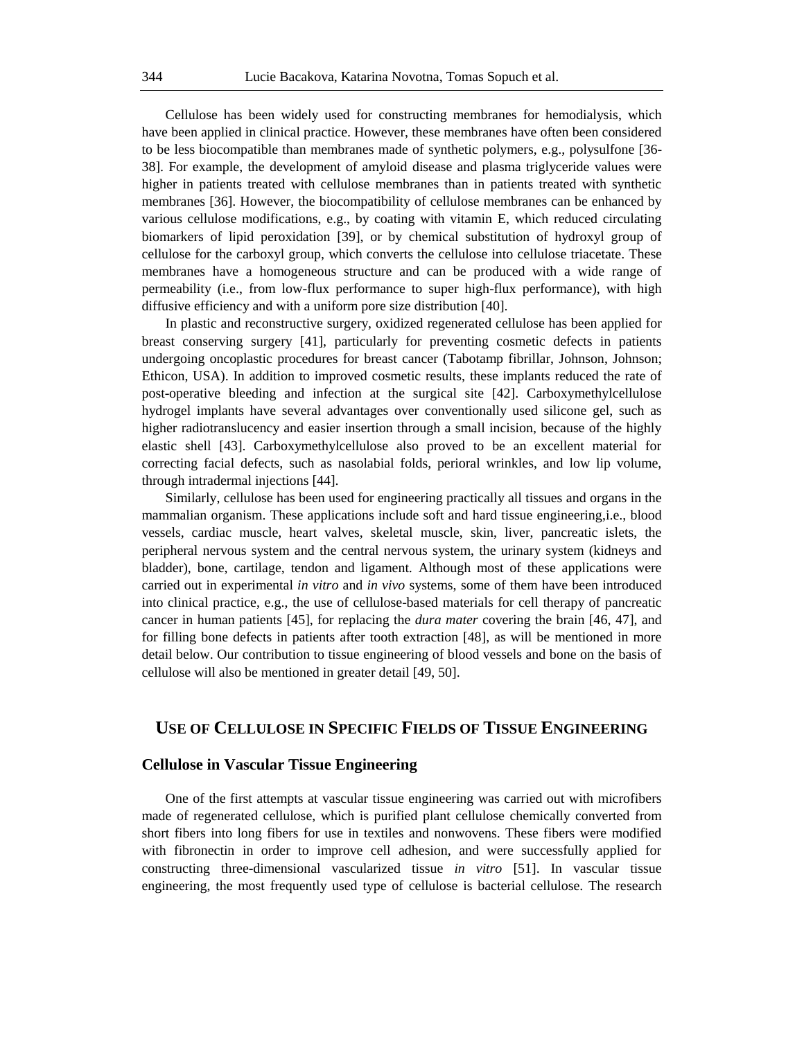Cellulose has been widely used for constructing membranes for hemodialysis, which have been applied in clinical practice. However, these membranes have often been considered to be less biocompatible than membranes made of synthetic polymers, e.g., polysulfone [36-38]. For example, the development of amyloid disease and plasma triglyceride values were higher in patients treated with cellulose membranes than in patients treated with synthetic membranes [36]. However, the biocompatibility of cellulose membranes can be enhanced by various cellulose modifications, e.g., by coating with vitamin E, which reduced circulating biomarkers of lipid peroxidation [39], or by chemical substitution of hydroxyl group of cellulose for the carboxyl group, which converts the cellulose into cellulose triacetate. These membranes have a homogeneous structure and can be produced with a wide range of permeability (i.e., from low-flux performance to super high-flux performance), with high diffusive efficiency and with a uniform pore size distribution [40].

In plastic and reconstructive surgery, oxidized regenerated cellulose has been applied for breast conserving surgery [41], particularly for preventing cosmetic defects in patients undergoing oncoplastic procedures for breast cancer (Tabotamp fibrillar, Johnson, Johnson; Ethicon, USA). In addition to improved cosmetic results, these implants reduced the rate of post-operative bleeding and infection at the surgical site [42]. Carboxymethylcellulose hydrogel implants have several advantages over conventionally used silicone gel, such as higher radiotranslucency and easier insertion through a small incision, because of the highly elastic shell [43]. Carboxymethylcellulose also proved to be an excellent material for correcting facial defects, such as nasolabial folds, perioral wrinkles, and low lip volume, through intradermal injections [44].

Similarly, cellulose has been used for engineering practically all tissues and organs in the mammalian organism. These applications include soft and hard tissue engineering,i.e., blood vessels, cardiac muscle, heart valves, skeletal muscle, skin, liver, pancreatic islets, the peripheral nervous system and the central nervous system, the urinary system (kidneys and bladder), bone, cartilage, tendon and ligament. Although most of these applications were carried out in experimental *in vitro* and *in vivo* systems, some of them have been introduced into clinical practice, e.g., the use of cellulose-based materials for cell therapy of pancreatic cancer in human patients [45], for replacing the *dura mater* covering the brain [46, 47], and for filling bone defects in patients after tooth extraction [48], as will be mentioned in more detail below. Our contribution to tissue engineering of blood vessels and bone on the basis of cellulose will also be mentioned in greater detail [49, 50].

## Use of Cellulose in Specific Fields of Tissue Engineering

### Cellulose in Vascular Tissue Engineering

One of the first attempts at vascular tissue engineering was carried out with microfibers made of regenerated cellulose, which is purified plant cellulose chemically converted from short fibers into long fibers for use in textiles and nonwovens. These fibers were modified with fibronectin in order to improve cell adhesion, and were successfully applied for constructing three-dimensional vascularized tissue *in vitro* [51]. In vascular tissue engineering, the most frequently used type of cellulose is bacterial cellulose. The research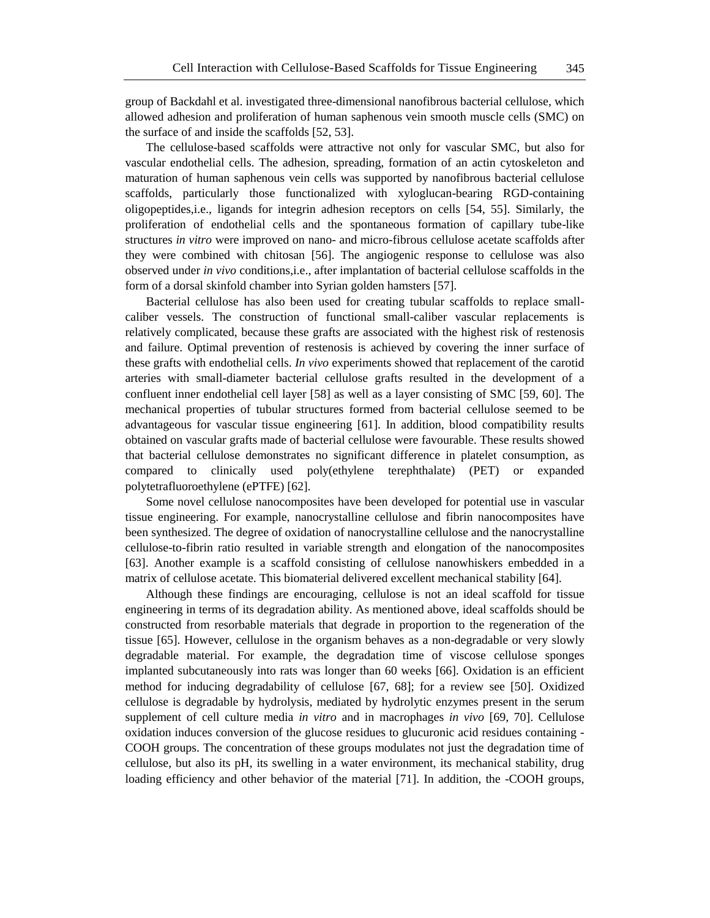group of Backdahl et al. investigated three-dimensional nanofibrous bacterial cellulose, which allowed adhesion and proliferation of human saphenous vein smooth muscle cells (SMC) on the surface of and inside the scaffolds [52, 53].

The cellulose-based scaffolds were attractive not only for vascular SMC, but also for vascular endothelial cells. The adhesion, spreading, formation of an actin cytoskeleton and maturation of human saphenous vein cells was supported by nanofibrous bacterial cellulose scaffolds, particularly those functionalized with xyloglucan-bearing RGD-containing oligopeptides,i.e., ligands for integrin adhesion receptors on cells [54, 55]. Similarly, the proliferation of endothelial cells and the spontaneous formation of capillary tube-like structures *in vitro* were improved on nano- and micro-fibrous cellulose acetate scaffolds after they were combined with chitosan [56]. The angiogenic response to cellulose was also observed under *in vivo* conditions,i.e., after implantation of bacterial cellulose scaffolds in the form of a dorsal skinfold chamber into Syrian golden hamsters [57].

Bacterial cellulose has also been used for creating tubular scaffolds to replace small-caliber vessels. The construction of functional small-caliber vascular replacements is relatively complicated, because these grafts are associated with the highest risk of restenosis and failure. Optimal prevention of restenosis is achieved by covering the inner surface of these grafts with endothelial cells. *In vivo* experiments showed that replacement of the carotid arteries with small-diameter bacterial cellulose grafts resulted in the development of a confluent inner endothelial cell layer [58] as well as a layer consisting of SMC [59, 60]. The mechanical properties of tubular structures formed from bacterial cellulose seemed to be advantageous for vascular tissue engineering [61]. In addition, blood compatibility results obtained on vascular grafts made of bacterial cellulose were favourable. These results showed that bacterial cellulose demonstrates no significant difference in platelet consumption, as compared to clinically used poly(ethylene terephthalate) (PET) or expanded polytetrafluoroethylene (ePTFE) [62].

Some novel cellulose nanocomposites have been developed for potential use in vascular tissue engineering. For example, nanocrystalline cellulose and fibrin nanocomposites have been synthesized. The degree of oxidation of nanocrystalline cellulose and the nanocrystalline cellulose-to-fibrin ratio resulted in variable strength and elongation of the nanocomposites [63]. Another example is a scaffold consisting of cellulose nanowhiskers embedded in a matrix of cellulose acetate. This biomaterial delivered excellent mechanical stability [64].

Although these findings are encouraging, cellulose is not an ideal scaffold for tissue engineering in terms of its degradation ability. As mentioned above, ideal scaffolds should be constructed from resorbable materials that degrade in proportion to the regeneration of the tissue [65]. However, cellulose in the organism behaves as a non-degradable or very slowly degradable material. For example, the degradation time of viscose cellulose sponges implanted subcutaneously into rats was longer than 60 weeks [66]. Oxidation is an efficient method for inducing degradability of cellulose [67, 68]; for a review see [50]. Oxidized cellulose is degradable by hydrolysis, mediated by hydrolytic enzymes present in the serum supplement of cell culture media *in vitro* and in macrophages *in vivo* [69, 70]. Cellulose oxidation induces conversion of the glucose residues to glucuronic acid residues containing -COOH groups. The concentration of these groups modulates not just the degradation time of cellulose, but also its pH, its swelling in a water environment, its mechanical stability, drug loading efficiency and other behavior of the material [71]. In addition, the -COOH groups,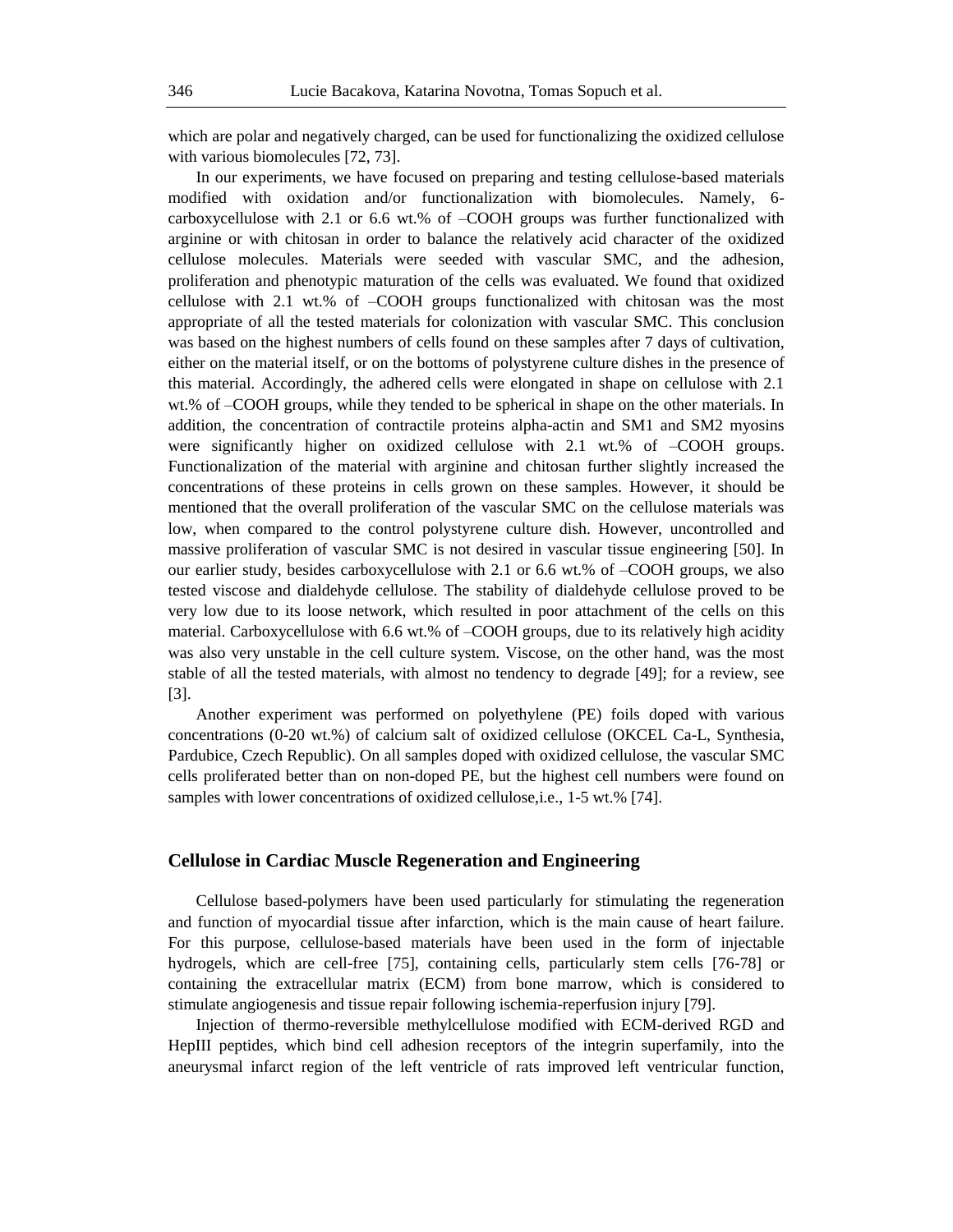which are polar and negatively charged, can be used for functionalizing the oxidized cellulose with various biomolecules [72, 73].

In our experiments, we have focused on preparing and testing cellulose-based materials modified with oxidation and/or functionalization with biomolecules. Namely, 6-carboxycellulose with 2.1 or 6.6 wt.% of –COOH groups was further functionalized with arginine or with chitosan in order to balance the relatively acid character of the oxidized cellulose molecules. Materials were seeded with vascular SMC, and the adhesion, proliferation and phenotypic maturation of the cells was evaluated. We found that oxidized cellulose with 2.1 wt.% of –COOH groups functionalized with chitosan was the most appropriate of all the tested materials for colonization with vascular SMC. This conclusion was based on the highest numbers of cells found on these samples after 7 days of cultivation, either on the material itself, or on the bottoms of polystyrene culture dishes in the presence of this material. Accordingly, the adhered cells were elongated in shape on cellulose with 2.1 wt.% of –COOH groups, while they tended to be spherical in shape on the other materials. In addition, the concentration of contractile proteins alpha-actin and SM1 and SM2 myosins were significantly higher on oxidized cellulose with 2.1 wt.% of –COOH groups. Functionalization of the material with arginine and chitosan further slightly increased the concentrations of these proteins in cells grown on these samples. However, it should be mentioned that the overall proliferation of the vascular SMC on the cellulose materials was low, when compared to the control polystyrene culture dish. However, uncontrolled and massive proliferation of vascular SMC is not desired in vascular tissue engineering [50]. In our earlier study, besides carboxycellulose with 2.1 or 6.6 wt.% of –COOH groups, we also tested viscose and dialdehyde cellulose. The stability of dialdehyde cellulose proved to be very low due to its loose network, which resulted in poor attachment of the cells on this material. Carboxycellulose with 6.6 wt.% of –COOH groups, due to its relatively high acidity was also very unstable in the cell culture system. Viscose, on the other hand, was the most stable of all the tested materials, with almost no tendency to degrade [49]; for a review, see [3].

Another experiment was performed on polyethylene (PE) foils doped with various concentrations (0-20 wt.%) of calcium salt of oxidized cellulose (OKCEL Ca-L, Synthesia, Pardubice, Czech Republic). On all samples doped with oxidized cellulose, the vascular SMC cells proliferated better than on non-doped PE, but the highest cell numbers were found on samples with lower concentrations of oxidized cellulose,i.e., 1-5 wt.% [74].

## Cellulose in Cardiac Muscle Regeneration and Engineering

Cellulose based-polymers have been used particularly for stimulating the regeneration and function of myocardial tissue after infarction, which is the main cause of heart failure. For this purpose, cellulose-based materials have been used in the form of injectable hydrogels, which are cell-free [75], containing cells, particularly stem cells [76-78] or containing the extracellular matrix (ECM) from bone marrow, which is considered to stimulate angiogenesis and tissue repair following ischemia-reperfusion injury [79].

Injection of thermo-reversible methylcellulose modified with ECM-derived RGD and HepIII peptides, which bind cell adhesion receptors of the integrin superfamily, into the aneurysmal infarct region of the left ventricle of rats improved left ventricular function,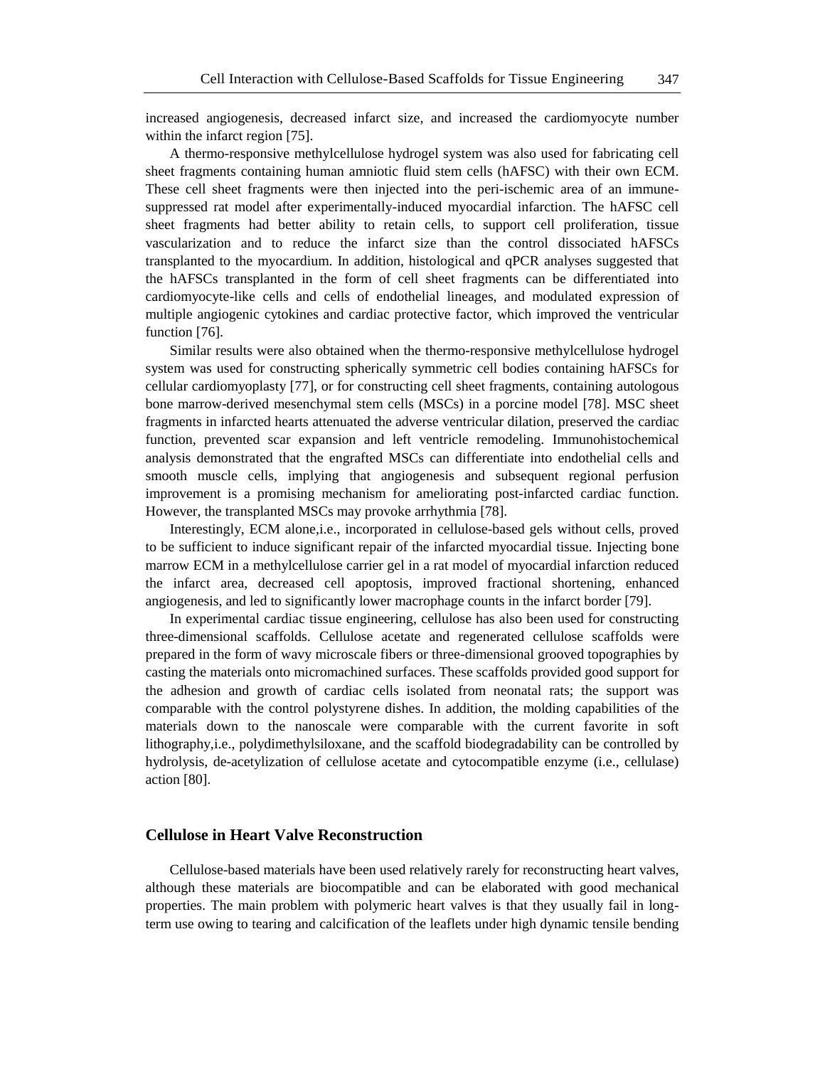increased angiogenesis, decreased infarct size, and increased the cardiomyocyte number within the infarct region [75].

A thermo-responsive methylcellulose hydrogel system was also used for fabricating cell sheet fragments containing human amniotic fluid stem cells (hAFSC) with their own ECM. These cell sheet fragments were then injected into the peri-ischemic area of an immune-suppressed rat model after experimentally-induced myocardial infarction. The hAFSC cell sheet fragments had better ability to retain cells, to support cell proliferation, tissue vascularization and to reduce the infarct size than the control dissociated hAFSCs transplanted to the myocardium. In addition, histological and qPCR analyses suggested that the hAFSCs transplanted in the form of cell sheet fragments can be differentiated into cardiomyocyte-like cells and cells of endothelial lineages, and modulated expression of multiple angiogenic cytokines and cardiac protective factor, which improved the ventricular function [76].

Similar results were also obtained when the thermo-responsive methylcellulose hydrogel system was used for constructing spherically symmetric cell bodies containing hAFSCs for cellular cardiomyoplasty [77], or for constructing cell sheet fragments, containing autologous bone marrow-derived mesenchymal stem cells (MSCs) in a porcine model [78]. MSC sheet fragments in infarcted hearts attenuated the adverse ventricular dilation, preserved the cardiac function, prevented scar expansion and left ventricle remodeling. Immunohistochemical analysis demonstrated that the engrafted MSCs can differentiate into endothelial cells and smooth muscle cells, implying that angiogenesis and subsequent regional perfusion improvement is a promising mechanism for ameliorating post-infarcted cardiac function. However, the transplanted MSCs may provoke arrhythmia [78].

Interestingly, ECM alone,i.e., incorporated in cellulose-based gels without cells, proved to be sufficient to induce significant repair of the infarcted myocardial tissue. Injecting bone marrow ECM in a methylcellulose carrier gel in a rat model of myocardial infarction reduced the infarct area, decreased cell apoptosis, improved fractional shortening, enhanced angiogenesis, and led to significantly lower macrophage counts in the infarct border [79].

In experimental cardiac tissue engineering, cellulose has also been used for constructing three-dimensional scaffolds. Cellulose acetate and regenerated cellulose scaffolds were prepared in the form of wavy microscale fibers or three-dimensional grooved topographies by casting the materials onto micromachined surfaces. These scaffolds provided good support for the adhesion and growth of cardiac cells isolated from neonatal rats; the support was comparable with the control polystyrene dishes. In addition, the molding capabilities of the materials down to the nanoscale were comparable with the current favorite in soft lithography,i.e., polydimethylsiloxane, and the scaffold biodegradability can be controlled by hydrolysis, de-acetylization of cellulose acetate and cytocompatible enzyme (i.e., cellulase) action [80].

## Cellulose in Heart Valve Reconstruction

Cellulose-based materials have been used relatively rarely for reconstructing heart valves, although these materials are biocompatible and can be elaborated with good mechanical properties. The main problem with polymeric heart valves is that they usually fail in long-term use owing to tearing and calcification of the leaflets under high dynamic tensile bending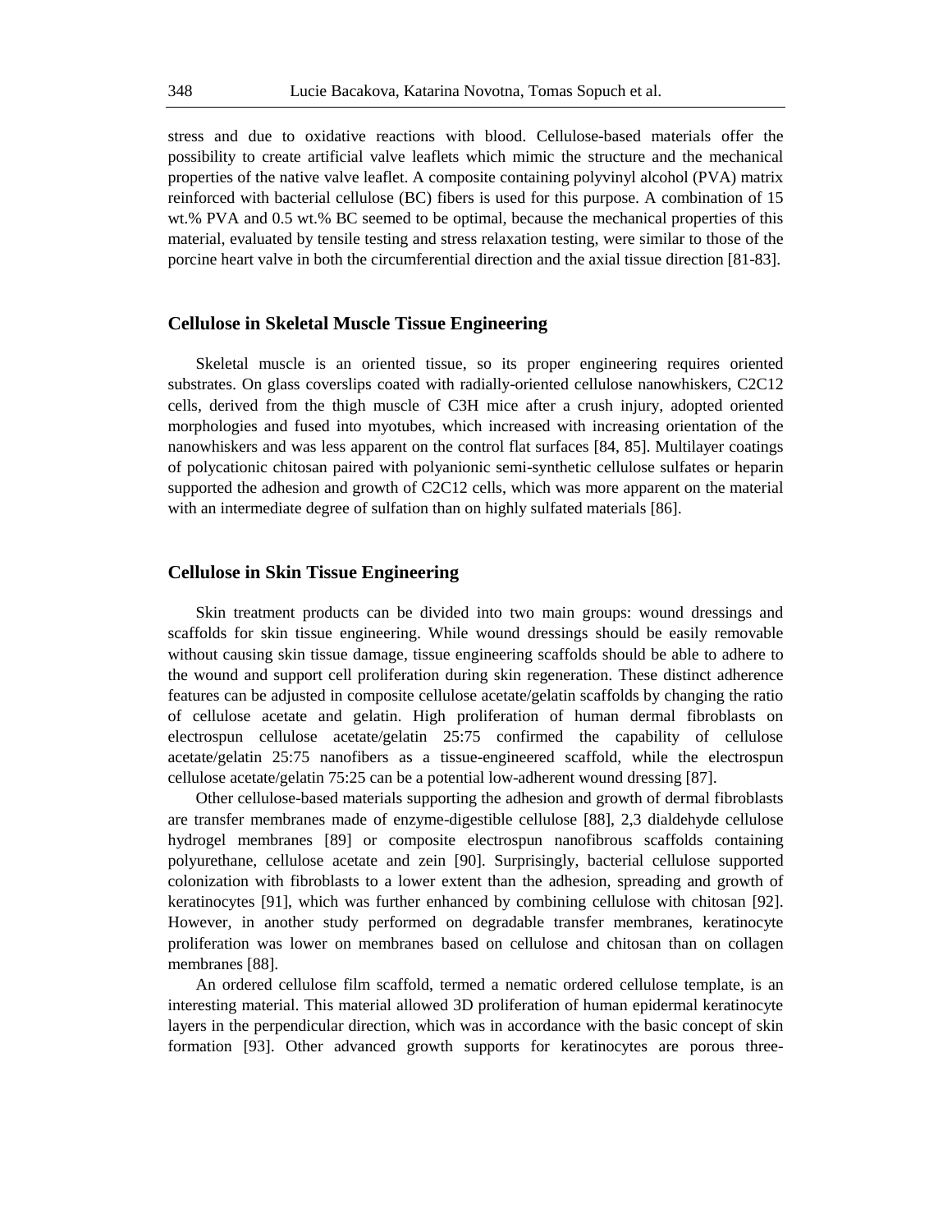stress and due to oxidative reactions with blood. Cellulose-based materials offer the possibility to create artificial valve leaflets which mimic the structure and the mechanical properties of the native valve leaflet. A composite containing polyvinyl alcohol (PVA) matrix reinforced with bacterial cellulose (BC) fibers is used for this purpose. A combination of 15 wt.% PVA and 0.5 wt.% BC seemed to be optimal, because the mechanical properties of this material, evaluated by tensile testing and stress relaxation testing, were similar to those of the porcine heart valve in both the circumferential direction and the axial tissue direction [81-83].

## Cellulose in Skeletal Muscle Tissue Engineering

Skeletal muscle is an oriented tissue, so its proper engineering requires oriented substrates. On glass coverslips coated with radially-oriented cellulose nanowhiskers, C2C12 cells, derived from the thigh muscle of C3H mice after a crush injury, adopted oriented morphologies and fused into myotubes, which increased with increasing orientation of the nanowhiskers and was less apparent on the control flat surfaces [84, 85]. Multilayer coatings of polycationic chitosan paired with polyanionic semi-synthetic cellulose sulfates or heparin supported the adhesion and growth of C2C12 cells, which was more apparent on the material with an intermediate degree of sulfation than on highly sulfated materials [86].

## Cellulose in Skin Tissue Engineering

Skin treatment products can be divided into two main groups: wound dressings and scaffolds for skin tissue engineering. While wound dressings should be easily removable without causing skin tissue damage, tissue engineering scaffolds should be able to adhere to the wound and support cell proliferation during skin regeneration. These distinct adherence features can be adjusted in composite cellulose acetate/gelatin scaffolds by changing the ratio of cellulose acetate and gelatin. High proliferation of human dermal fibroblasts on electrospun cellulose acetate/gelatin 25:75 confirmed the capability of cellulose acetate/gelatin 25:75 nanofibers as a tissue-engineered scaffold, while the electrospun cellulose acetate/gelatin 75:25 can be a potential low-adherent wound dressing [87].

Other cellulose-based materials supporting the adhesion and growth of dermal fibroblasts are transfer membranes made of enzyme-digestible cellulose [88], 2,3 dialdehyde cellulose hydrogel membranes [89] or composite electrospun nanofibrous scaffolds containing polyurethane, cellulose acetate and zein [90]. Surprisingly, bacterial cellulose supported colonization with fibroblasts to a lower extent than the adhesion, spreading and growth of keratinocytes [91], which was further enhanced by combining cellulose with chitosan [92]. However, in another study performed on degradable transfer membranes, keratinocyte proliferation was lower on membranes based on cellulose and chitosan than on collagen membranes [88].

An ordered cellulose film scaffold, termed a nematic ordered cellulose template, is an interesting material. This material allowed 3D proliferation of human epidermal keratinocyte layers in the perpendicular direction, which was in accordance with the basic concept of skin formation [93]. Other advanced growth supports for keratinocytes are porous three-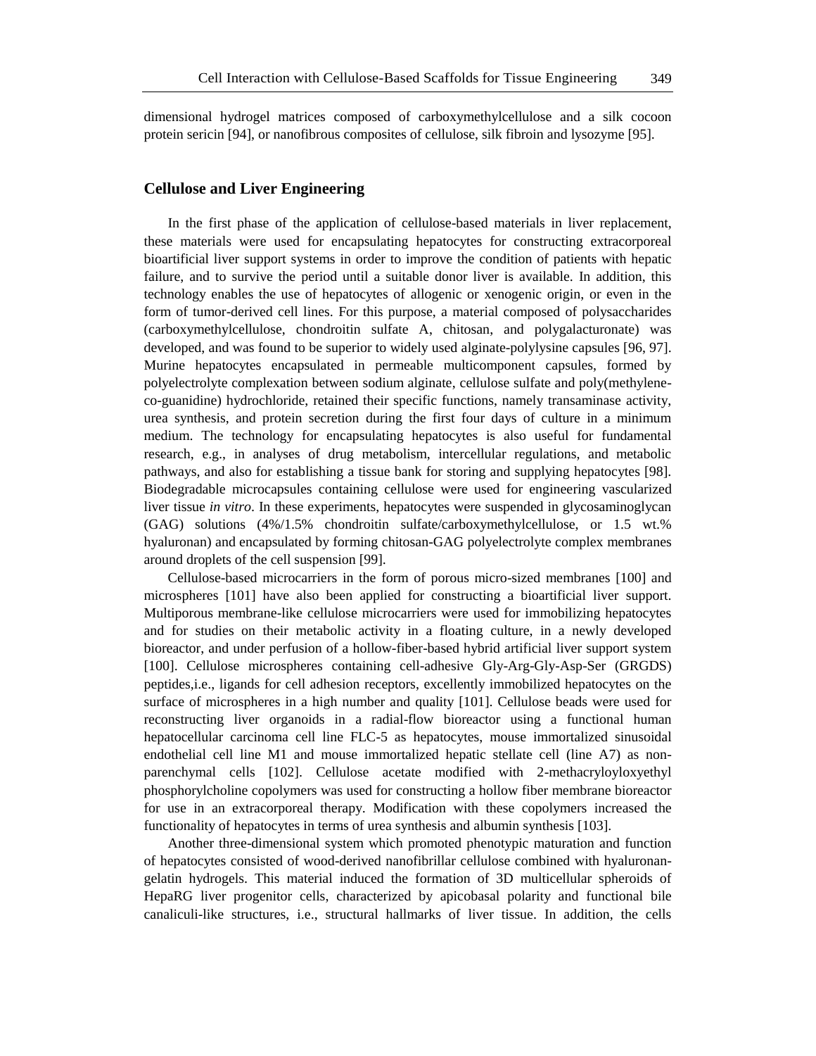dimensional hydrogel matrices composed of carboxymethylcellulose and a silk cocoon protein sericin [94], or nanofibrous composites of cellulose, silk fibroin and lysozyme [95].

## Cellulose and Liver Engineering

In the first phase of the application of cellulose-based materials in liver replacement, these materials were used for encapsulating hepatocytes for constructing extracorporeal bioartificial liver support systems in order to improve the condition of patients with hepatic failure, and to survive the period until a suitable donor liver is available. In addition, this technology enables the use of hepatocytes of allogenic or xenogenic origin, or even in the form of tumor-derived cell lines. For this purpose, a material composed of polysaccharides (carboxymethylcellulose, chondroitin sulfate A, chitosan, and polygalacturonate) was developed, and was found to be superior to widely used alginate-polylysine capsules [96, 97]. Murine hepatocytes encapsulated in permeable multicomponent capsules, formed by polyelectrolyte complexation between sodium alginate, cellulose sulfate and poly(methylene-co-guanidine) hydrochloride, retained their specific functions, namely transaminase activity, urea synthesis, and protein secretion during the first four days of culture in a minimum medium. The technology for encapsulating hepatocytes is also useful for fundamental research, e.g., in analyses of drug metabolism, intercellular regulations, and metabolic pathways, and also for establishing a tissue bank for storing and supplying hepatocytes [98]. Biodegradable microcapsules containing cellulose were used for engineering vascularized liver tissue *in vitro*. In these experiments, hepatocytes were suspended in glycosaminoglycan (GAG) solutions (4%/1.5% chondroitin sulfate/carboxymethylcellulose, or 1.5 wt.% hyaluronan) and encapsulated by forming chitosan-GAG polyelectrolyte complex membranes around droplets of the cell suspension [99].

Cellulose-based microcarriers in the form of porous micro-sized membranes [100] and microspheres [101] have also been applied for constructing a bioartificial liver support. Multiporous membrane-like cellulose microcarriers were used for immobilizing hepatocytes and for studies on their metabolic activity in a floating culture, in a newly developed bioreactor, and under perfusion of a hollow-fiber-based hybrid artificial liver support system [100]. Cellulose microspheres containing cell-adhesive Gly-Arg-Gly-Asp-Ser (GRGDS) peptides,i.e., ligands for cell adhesion receptors, excellently immobilized hepatocytes on the surface of microspheres in a high number and quality [101]. Cellulose beads were used for reconstructing liver organoids in a radial-flow bioreactor using a functional human hepatocellular carcinoma cell line FLC-5 as hepatocytes, mouse immortalized sinusoidal endothelial cell line M1 and mouse immortalized hepatic stellate cell (line A7) as non-parenchymal cells [102]. Cellulose acetate modified with 2-methacryloyloxyethyl phosphorylcholine copolymers was used for constructing a hollow fiber membrane bioreactor for use in an extracorporeal therapy. Modification with these copolymers increased the functionality of hepatocytes in terms of urea synthesis and albumin synthesis [103].

Another three-dimensional system which promoted phenotypic maturation and function of hepatocytes consisted of wood-derived nanofibrillar cellulose combined with hyaluronan-gelatin hydrogels. This material induced the formation of 3D multicellular spheroids of HepaRG liver progenitor cells, characterized by apicobasal polarity and functional bile canaliculi-like structures, i.e., structural hallmarks of liver tissue. In addition, the cells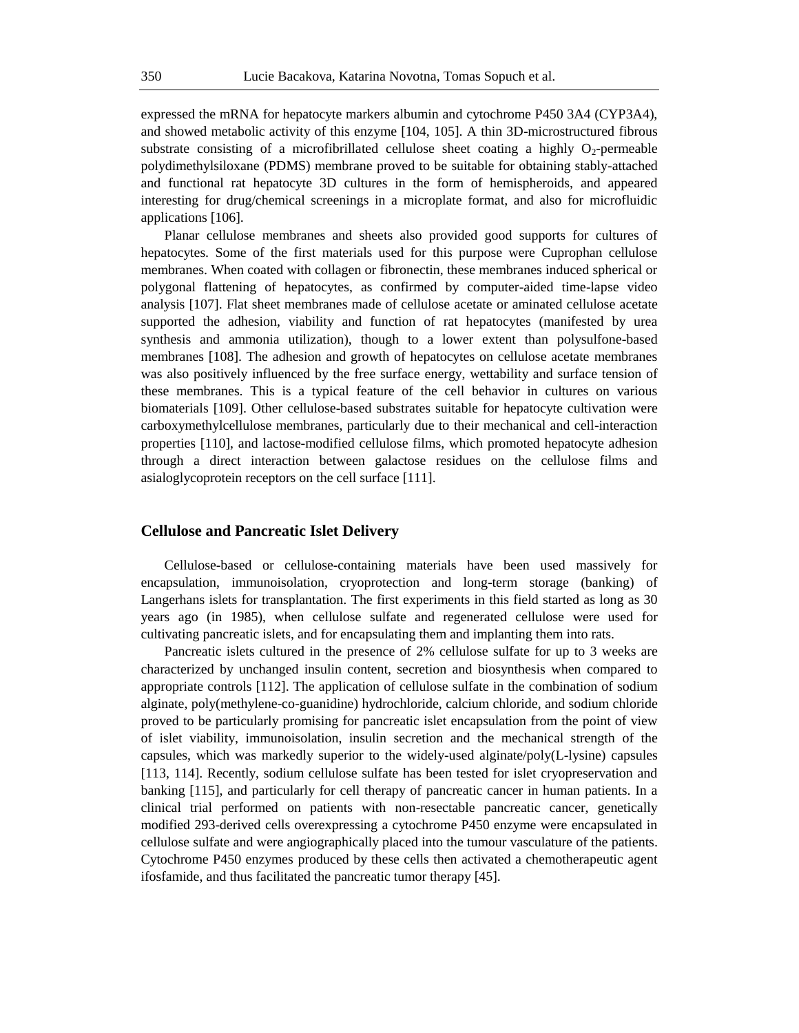expressed the mRNA for hepatocyte markers albumin and cytochrome P450 3A4 (CYP3A4), and showed metabolic activity of this enzyme [104, 105]. A thin 3D-microstructured fibrous substrate consisting of a microfibrillated cellulose sheet coating a highly $O_2$-permeable polydimethylsiloxane (PDMS) membrane proved to be suitable for obtaining stably-attached and functional rat hepatocyte 3D cultures in the form of hemispheroids, and appeared interesting for drug/chemical screenings in a microplate format, and also for microfluidic applications [106].

Planar cellulose membranes and sheets also provided good supports for cultures of hepatocytes. Some of the first materials used for this purpose were Cuprophan cellulose membranes. When coated with collagen or fibronectin, these membranes induced spherical or polygonal flattening of hepatocytes, as confirmed by computer-aided time-lapse video analysis [107]. Flat sheet membranes made of cellulose acetate or aminated cellulose acetate supported the adhesion, viability and function of rat hepatocytes (manifested by urea synthesis and ammonia utilization), though to a lower extent than polysulfone-based membranes [108]. The adhesion and growth of hepatocytes on cellulose acetate membranes was also positively influenced by the free surface energy, wettability and surface tension of these membranes. This is a typical feature of the cell behavior in cultures on various biomaterials [109]. Other cellulose-based substrates suitable for hepatocyte cultivation were carboxymethylcellulose membranes, particularly due to their mechanical and cell-interaction properties [110], and lactose-modified cellulose films, which promoted hepatocyte adhesion through a direct interaction between galactose residues on the cellulose films and asialoglycoprotein receptors on the cell surface [111].

## Cellulose and Pancreatic Islet Delivery

Cellulose-based or cellulose-containing materials have been used massively for encapsulation, immunoisolation, cryoprotection and long-term storage (banking) of Langerhans islets for transplantation. The first experiments in this field started as long as 30 years ago (in 1985), when cellulose sulfate and regenerated cellulose were used for cultivating pancreatic islets, and for encapsulating them and implanting them into rats.

Pancreatic islets cultured in the presence of 2% cellulose sulfate for up to 3 weeks are characterized by unchanged insulin content, secretion and biosynthesis when compared to appropriate controls [112]. The application of cellulose sulfate in the combination of sodium alginate, poly(methylene-co-guanidine) hydrochloride, calcium chloride, and sodium chloride proved to be particularly promising for pancreatic islet encapsulation from the point of view of islet viability, immunoisolation, insulin secretion and the mechanical strength of the capsules, which was markedly superior to the widely-used alginate/poly(L-lysine) capsules [113, 114]. Recently, sodium cellulose sulfate has been tested for islet cryopreservation and banking [115], and particularly for cell therapy of pancreatic cancer in human patients. In a clinical trial performed on patients with non-resectable pancreatic cancer, genetically modified 293-derived cells overexpressing a cytochrome P450 enzyme were encapsulated in cellulose sulfate and were angiographically placed into the tumour vasculature of the patients. Cytochrome P450 enzymes produced by these cells then activated a chemotherapeutic agent ifosfamide, and thus facilitated the pancreatic tumor therapy [45].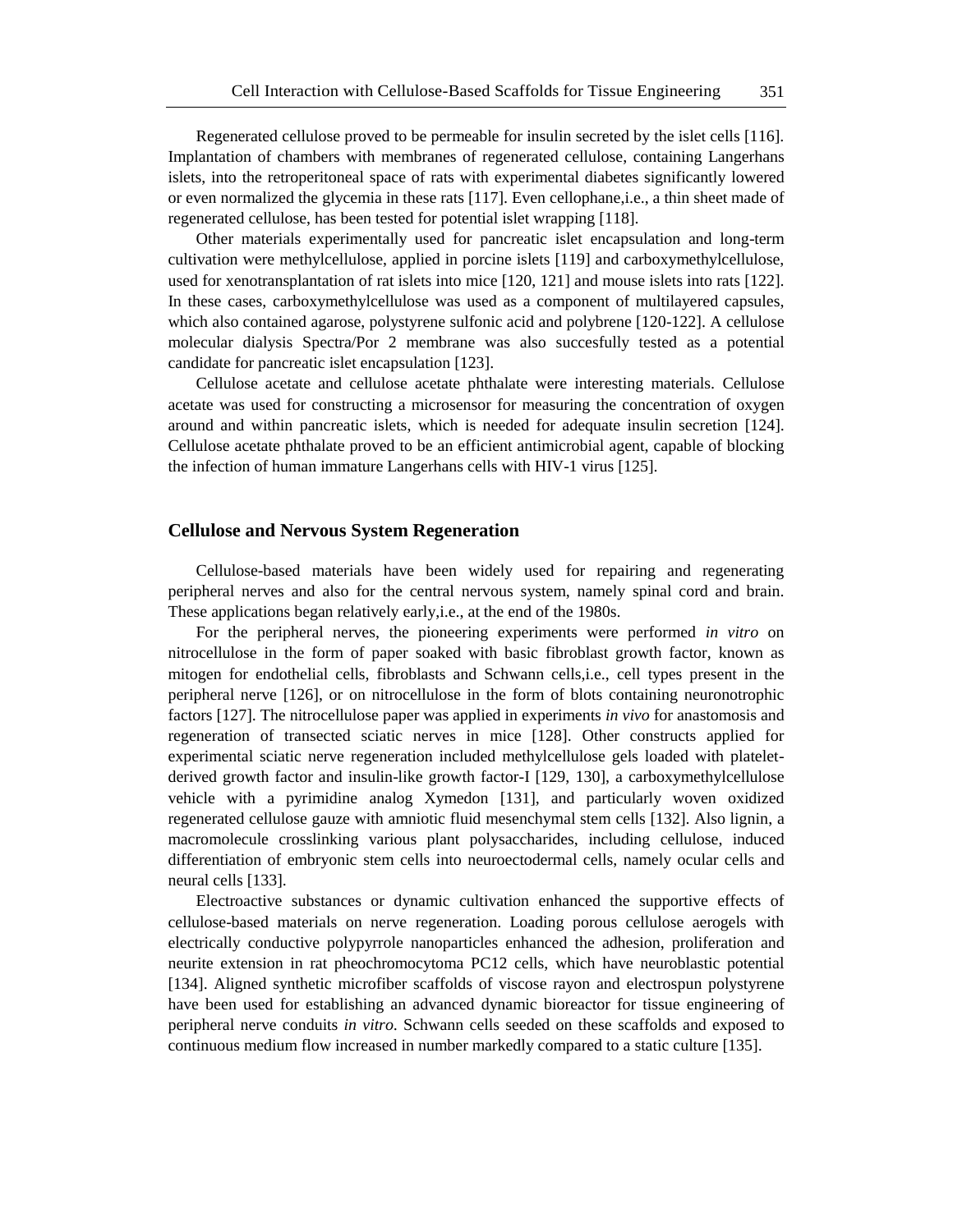Regenerated cellulose proved to be permeable for insulin secreted by the islet cells [116]. Implantation of chambers with membranes of regenerated cellulose, containing Langerhans islets, into the retroperitoneal space of rats with experimental diabetes significantly lowered or even normalized the glycemia in these rats [117]. Even cellophane,i.e., a thin sheet made of regenerated cellulose, has been tested for potential islet wrapping [118].

Other materials experimentally used for pancreatic islet encapsulation and long-term cultivation were methylcellulose, applied in porcine islets [119] and carboxymethylcellulose, used for xenotransplantation of rat islets into mice [120, 121] and mouse islets into rats [122]. In these cases, carboxymethylcellulose was used as a component of multilayered capsules, which also contained agarose, polystyrene sulfonic acid and polybrene [120-122]. A cellulose molecular dialysis Spectra/Por 2 membrane was also succesfully tested as a potential candidate for pancreatic islet encapsulation [123].

Cellulose acetate and cellulose acetate phthalate were interesting materials. Cellulose acetate was used for constructing a microsensor for measuring the concentration of oxygen around and within pancreatic islets, which is needed for adequate insulin secretion [124]. Cellulose acetate phthalate proved to be an efficient antimicrobial agent, capable of blocking the infection of human immature Langerhans cells with HIV-1 virus [125].

## Cellulose and Nervous System Regeneration

Cellulose-based materials have been widely used for repairing and regenerating peripheral nerves and also for the central nervous system, namely spinal cord and brain. These applications began relatively early,i.e., at the end of the 1980s.

For the peripheral nerves, the pioneering experiments were performed *in vitro* on nitrocellulose in the form of paper soaked with basic fibroblast growth factor, known as mitogen for endothelial cells, fibroblasts and Schwann cells,i.e., cell types present in the peripheral nerve [126], or on nitrocellulose in the form of blots containing neuronotrophic factors [127]. The nitrocellulose paper was applied in experiments *in vivo* for anastomosis and regeneration of transected sciatic nerves in mice [128]. Other constructs applied for experimental sciatic nerve regeneration included methylcellulose gels loaded with platelet-derived growth factor and insulin-like growth factor-I [129, 130], a carboxymethylcellulose vehicle with a pyrimidine analog Xymedon [131], and particularly woven oxidized regenerated cellulose gauze with amniotic fluid mesenchymal stem cells [132]. Also lignin, a macromolecule crosslinking various plant polysaccharides, including cellulose, induced differentiation of embryonic stem cells into neuroectodermal cells, namely ocular cells and neural cells [133].

Electroactive substances or dynamic cultivation enhanced the supportive effects of cellulose-based materials on nerve regeneration. Loading porous cellulose aerogels with electrically conductive polypyrrole nanoparticles enhanced the adhesion, proliferation and neurite extension in rat pheochromocytoma PC12 cells, which have neuroblastic potential [134]. Aligned synthetic microfiber scaffolds of viscose rayon and electrospun polystyrene have been used for establishing an advanced dynamic bioreactor for tissue engineering of peripheral nerve conduits *in vitro*. Schwann cells seeded on these scaffolds and exposed to continuous medium flow increased in number markedly compared to a static culture [135].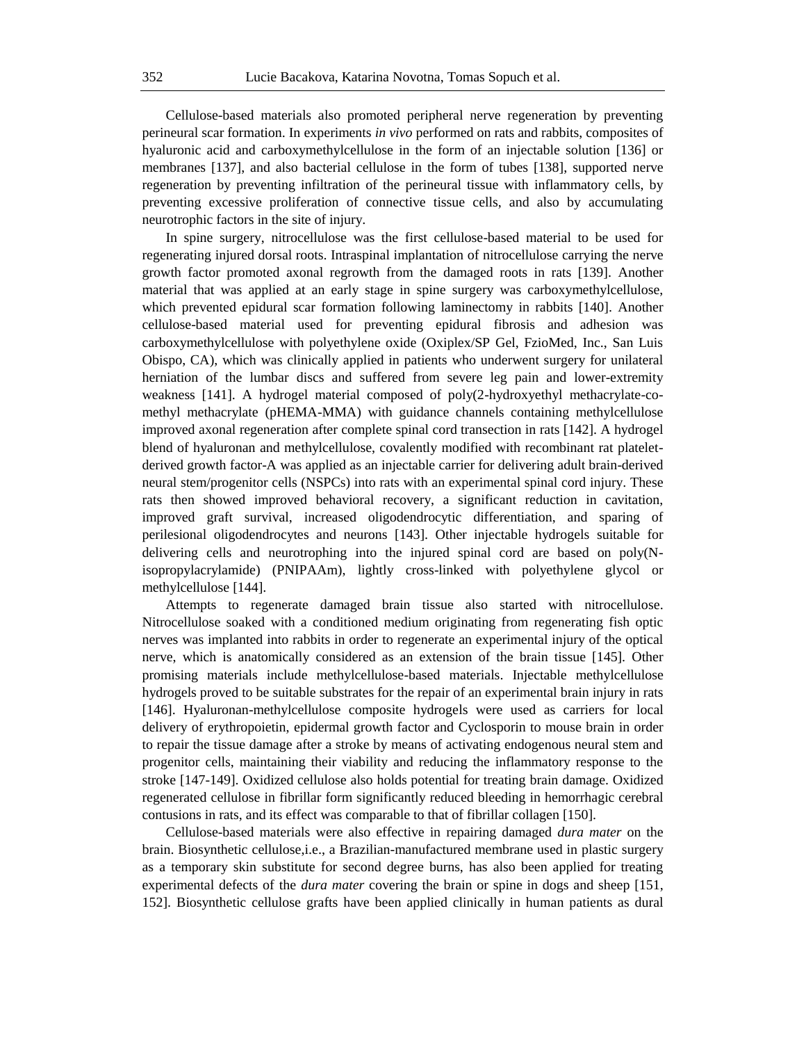Cellulose-based materials also promoted peripheral nerve regeneration by preventing perineural scar formation. In experiments *in vivo* performed on rats and rabbits, composites of hyaluronic acid and carboxymethylcellulose in the form of an injectable solution [136] or membranes [137], and also bacterial cellulose in the form of tubes [138], supported nerve regeneration by preventing infiltration of the perineural tissue with inflammatory cells, by preventing excessive proliferation of connective tissue cells, and also by accumulating neurotrophic factors in the site of injury.

In spine surgery, nitrocellulose was the first cellulose-based material to be used for regenerating injured dorsal roots. Intraspinal implantation of nitrocellulose carrying the nerve growth factor promoted axonal regrowth from the damaged roots in rats [139]. Another material that was applied at an early stage in spine surgery was carboxymethylcellulose, which prevented epidural scar formation following laminectomy in rabbits [140]. Another cellulose-based material used for preventing epidural fibrosis and adhesion was carboxymethylcellulose with polyethylene oxide (Oxiplex/SP Gel, FzioMed, Inc., San Luis Obispo, CA), which was clinically applied in patients who underwent surgery for unilateral herniation of the lumbar discs and suffered from severe leg pain and lower-extremity weakness [141]. A hydrogel material composed of poly(2-hydroxyethyl methacrylate-co-methyl methacrylate (pHEMA-MMA) with guidance channels containing methylcellulose improved axonal regeneration after complete spinal cord transection in rats [142]. A hydrogel blend of hyaluronan and methylcellulose, covalently modified with recombinant rat platelet-derived growth factor-A was applied as an injectable carrier for delivering adult brain-derived neural stem/progenitor cells (NSPCs) into rats with an experimental spinal cord injury. These rats then showed improved behavioral recovery, a significant reduction in cavitation, improved graft survival, increased oligodendrocytic differentiation, and sparing of perilesional oligodendrocytes and neurons [143]. Other injectable hydrogels suitable for delivering cells and neurotrophing into the injured spinal cord are based on poly(N-isopropylacrylamide) (PNIPAAm), lightly cross-linked with polyethylene glycol or methylcellulose [144].

Attempts to regenerate damaged brain tissue also started with nitrocellulose. Nitrocellulose soaked with a conditioned medium originating from regenerating fish optic nerves was implanted into rabbits in order to regenerate an experimental injury of the optical nerve, which is anatomically considered as an extension of the brain tissue [145]. Other promising materials include methylcellulose-based materials. Injectable methylcellulose hydrogels proved to be suitable substrates for the repair of an experimental brain injury in rats [146]. Hyaluronan-methylcellulose composite hydrogels were used as carriers for local delivery of erythropoietin, epidermal growth factor and Cyclosporin to mouse brain in order to repair the tissue damage after a stroke by means of activating endogenous neural stem and progenitor cells, maintaining their viability and reducing the inflammatory response to the stroke [147-149]. Oxidized cellulose also holds potential for treating brain damage. Oxidized regenerated cellulose in fibrillar form significantly reduced bleeding in hemorrhagic cerebral contusions in rats, and its effect was comparable to that of fibrillar collagen [150].

Cellulose-based materials were also effective in repairing damaged *dura mater* on the brain. Biosynthetic cellulose,i.e., a Brazilian-manufactured membrane used in plastic surgery as a temporary skin substitute for second degree burns, has also been applied for treating experimental defects of the *dura mater* covering the brain or spine in dogs and sheep [151, 152]. Biosynthetic cellulose grafts have been applied clinically in human patients as dural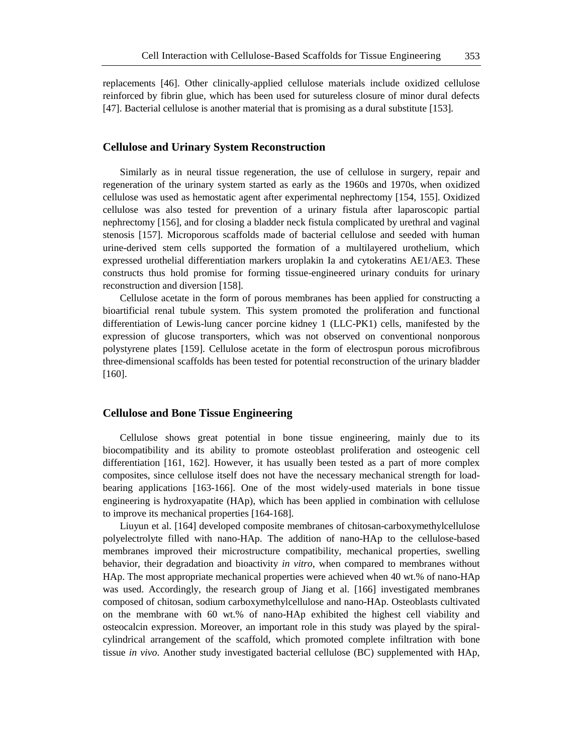replacements [46]. Other clinically-applied cellulose materials include oxidized cellulose reinforced by fibrin glue, which has been used for sutureless closure of minor dural defects [47]. Bacterial cellulose is another material that is promising as a dural substitute [153].

## Cellulose and Urinary System Reconstruction

Similarly as in neural tissue regeneration, the use of cellulose in surgery, repair and regeneration of the urinary system started as early as the 1960s and 1970s, when oxidized cellulose was used as hemostatic agent after experimental nephrectomy [154, 155]. Oxidized cellulose was also tested for prevention of a urinary fistula after laparoscopic partial nephrectomy [156], and for closing a bladder neck fistula complicated by urethral and vaginal stenosis [157]. Microporous scaffolds made of bacterial cellulose and seeded with human urine-derived stem cells supported the formation of a multilayered urothelium, which expressed urothelial differentiation markers uroplakin Ia and cytokeratins AE1/AE3. These constructs thus hold promise for forming tissue-engineered urinary conduits for urinary reconstruction and diversion [158].

Cellulose acetate in the form of porous membranes has been applied for constructing a bioartificial renal tubule system. This system promoted the proliferation and functional differentiation of Lewis-lung cancer porcine kidney 1 (LLC-PK1) cells, manifested by the expression of glucose transporters, which was not observed on conventional nonporous polystyrene plates [159]. Cellulose acetate in the form of electrospun porous microfibrous three-dimensional scaffolds has been tested for potential reconstruction of the urinary bladder [160].

## Cellulose and Bone Tissue Engineering

Cellulose shows great potential in bone tissue engineering, mainly due to its biocompatibility and its ability to promote osteoblast proliferation and osteogenic cell differentiation [161, 162]. However, it has usually been tested as a part of more complex composites, since cellulose itself does not have the necessary mechanical strength for load-bearing applications [163-166]. One of the most widely-used materials in bone tissue engineering is hydroxyapatite (HAp), which has been applied in combination with cellulose to improve its mechanical properties [164-168].

Liuyun et al. [164] developed composite membranes of chitosan-carboxymethylcellulose polyelectrolyte filled with nano-HAp. The addition of nano-HAp to the cellulose-based membranes improved their microstructure compatibility, mechanical properties, swelling behavior, their degradation and bioactivity *in vitro*, when compared to membranes without HAp. The most appropriate mechanical properties were achieved when 40 wt.% of nano-HAp was used. Accordingly, the research group of Jiang et al. [166] investigated membranes composed of chitosan, sodium carboxymethylcellulose and nano-HAp. Osteoblasts cultivated on the membrane with 60 wt.% of nano-HAp exhibited the highest cell viability and osteocalcin expression. Moreover, an important role in this study was played by the spiral-cylindrical arrangement of the scaffold, which promoted complete infiltration with bone tissue *in vivo*. Another study investigated bacterial cellulose (BC) supplemented with HAp,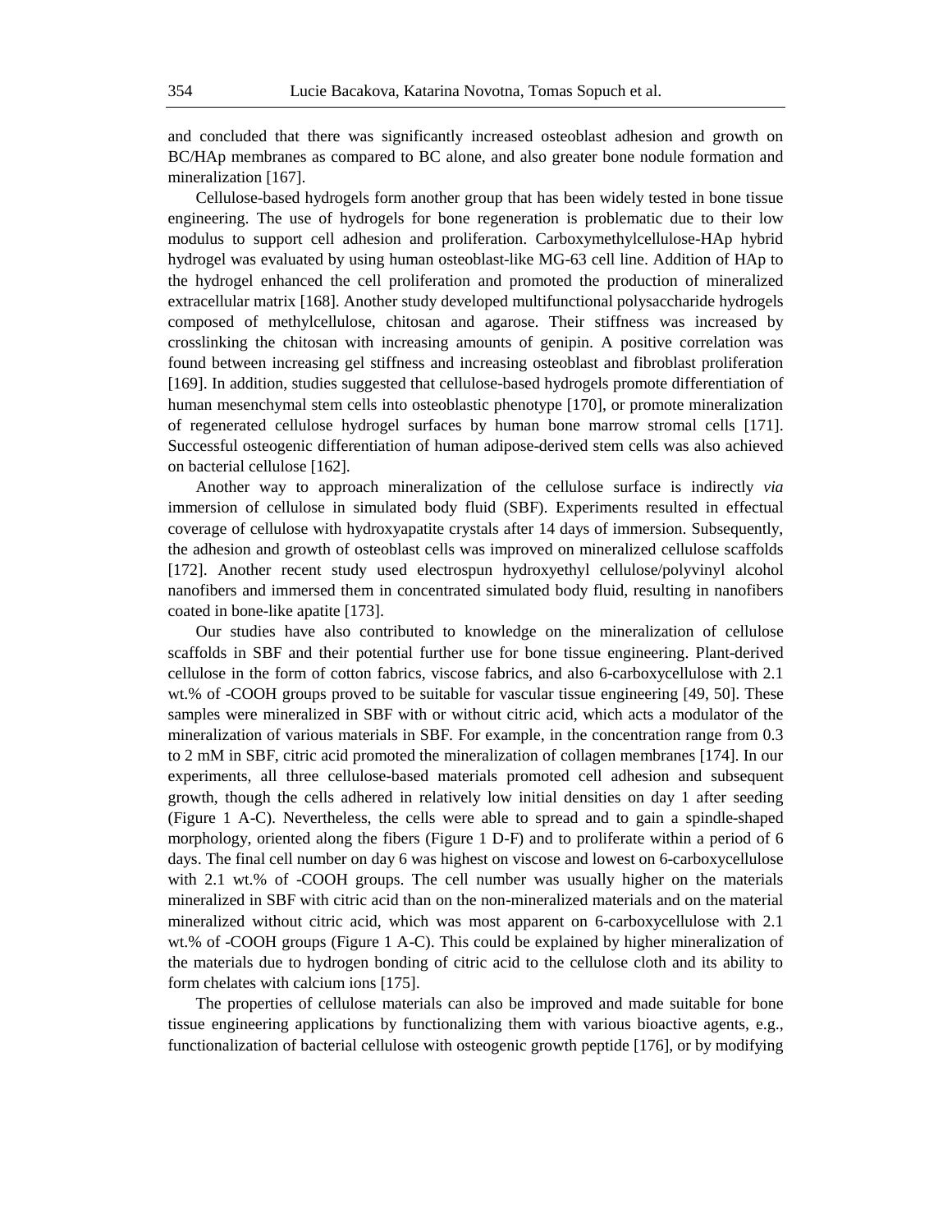and concluded that there was significantly increased osteoblast adhesion and growth on BC/HAp membranes as compared to BC alone, and also greater bone nodule formation and mineralization [167].

Cellulose-based hydrogels form another group that has been widely tested in bone tissue engineering. The use of hydrogels for bone regeneration is problematic due to their low modulus to support cell adhesion and proliferation. Carboxymethylcellulose-HAp hybrid hydrogel was evaluated by using human osteoblast-like MG-63 cell line. Addition of HAp to the hydrogel enhanced the cell proliferation and promoted the production of mineralized extracellular matrix [168]. Another study developed multifunctional polysaccharide hydrogels composed of methylcellulose, chitosan and agarose. Their stiffness was increased by crosslinking the chitosan with increasing amounts of genipin. A positive correlation was found between increasing gel stiffness and increasing osteoblast and fibroblast proliferation [169]. In addition, studies suggested that cellulose-based hydrogels promote differentiation of human mesenchymal stem cells into osteoblastic phenotype [170], or promote mineralization of regenerated cellulose hydrogel surfaces by human bone marrow stromal cells [171]. Successful osteogenic differentiation of human adipose-derived stem cells was also achieved on bacterial cellulose [162].

Another way to approach mineralization of the cellulose surface is indirectly *via* immersion of cellulose in simulated body fluid (SBF). Experiments resulted in effectual coverage of cellulose with hydroxyapatite crystals after 14 days of immersion. Subsequently, the adhesion and growth of osteoblast cells was improved on mineralized cellulose scaffolds [172]. Another recent study used electrospun hydroxyethyl cellulose/polyvinyl alcohol nanofibers and immersed them in concentrated simulated body fluid, resulting in nanofibers coated in bone-like apatite [173].

Our studies have also contributed to knowledge on the mineralization of cellulose scaffolds in SBF and their potential further use for bone tissue engineering. Plant-derived cellulose in the form of cotton fabrics, viscose fabrics, and also 6-carboxycellulose with 2.1 wt.% of -COOH groups proved to be suitable for vascular tissue engineering [49, 50]. These samples were mineralized in SBF with or without citric acid, which acts a modulator of the mineralization of various materials in SBF. For example, in the concentration range from 0.3 to 2 mM in SBF, citric acid promoted the mineralization of collagen membranes [174]. In our experiments, all three cellulose-based materials promoted cell adhesion and subsequent growth, though the cells adhered in relatively low initial densities on day 1 after seeding (Figure 1 A-C). Nevertheless, the cells were able to spread and to gain a spindle-shaped morphology, oriented along the fibers (Figure 1 D-F) and to proliferate within a period of 6 days. The final cell number on day 6 was highest on viscose and lowest on 6-carboxycellulose with 2.1 wt.% of -COOH groups. The cell number was usually higher on the materials mineralized in SBF with citric acid than on the non-mineralized materials and on the material mineralized without citric acid, which was most apparent on 6-carboxycellulose with 2.1 wt.% of -COOH groups (Figure 1 A-C). This could be explained by higher mineralization of the materials due to hydrogen bonding of citric acid to the cellulose cloth and its ability to form chelates with calcium ions [175].

The properties of cellulose materials can also be improved and made suitable for bone tissue engineering applications by functionalizing them with various bioactive agents, e.g., functionalization of bacterial cellulose with osteogenic growth peptide [176], or by modifying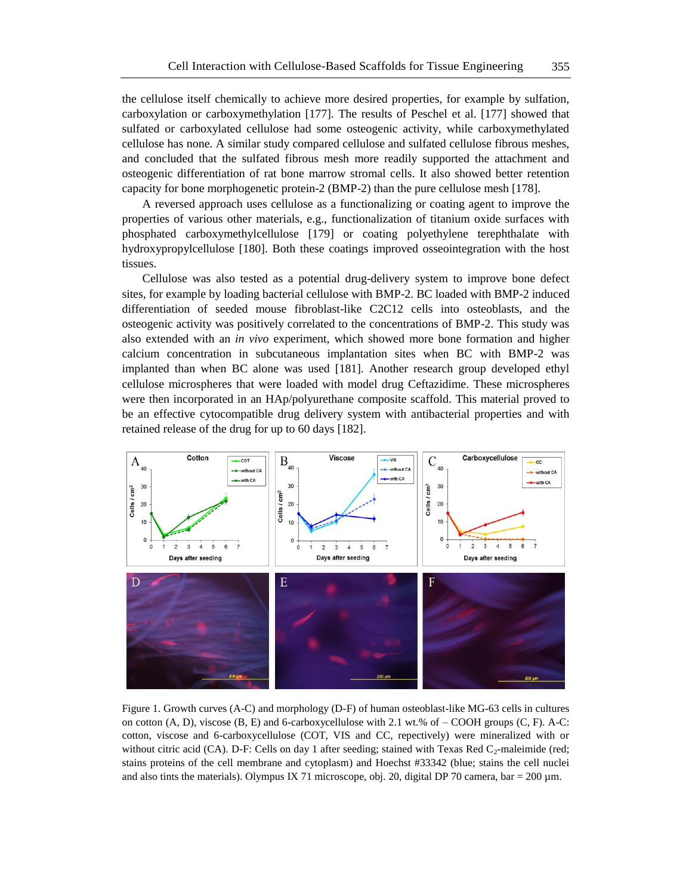the cellulose itself chemically to achieve more desired properties, for example by sulfation, carboxylation or carboxymethylation [177]. The results of Peschel et al. [177] showed that sulfated or carboxylated cellulose had some osteogenic activity, while carboxymethylated cellulose has none. A similar study compared cellulose and sulfated cellulose fibrous meshes, and concluded that the sulfated fibrous mesh more readily supported the attachment and osteogenic differentiation of rat bone marrow stromal cells. It also showed better retention capacity for bone morphogenetic protein-2 (BMP-2) than the pure cellulose mesh [178].

A reversed approach uses cellulose as a functionalizing or coating agent to improve the properties of various other materials, e.g., functionalization of titanium oxide surfaces with phosphated carboxymethylcellulose [179] or coating polyethylene terephthalate with hydroxypropylcellulose [180]. Both these coatings improved osseointegration with the host tissues.

Cellulose was also tested as a potential drug-delivery system to improve bone defect sites, for example by loading bacterial cellulose with BMP-2. BC loaded with BMP-2 induced differentiation of seeded mouse fibroblast-like C2C12 cells into osteoblasts, and the osteogenic activity was positively correlated to the concentrations of BMP-2. This study was also extended with an *in vivo* experiment, which showed more bone formation and higher calcium concentration in subcutaneous implantation sites when BC with BMP-2 was implanted than when BC alone was used [181]. Another research group developed ethyl cellulose microspheres that were loaded with model drug Ceftazidime. These microspheres were then incorporated in an HAp/polyurethane composite scaffold. This material proved to be an effective cytocompatible drug delivery system with antibacterial properties and with retained release of the drug for up to 60 days [182].

Figure 1. Growth curves (A-C) and morphology (D-F) of human osteoblast-like MG-63 cells in cultures on cotton (A, D), viscose (B, E) and 6-carboxycellulose with 2.1 wt.% of – COOH groups (C, F). A-C: cotton, viscose and 6-carboxycellulose (COT, VIS and CC, repectively) were mineralized with or without citric acid (CA). D-F: Cells on day 1 after seeding; stained with Texas Red $C_2$-maleimide (red; stains proteins of the cell membrane and cytoplasm) and Hoechst #33342 (blue; stains the cell nuclei and also tints the materials). Olympus IX 71 microscope, obj. 20, digital DP 70 camera, bar = 200 µm.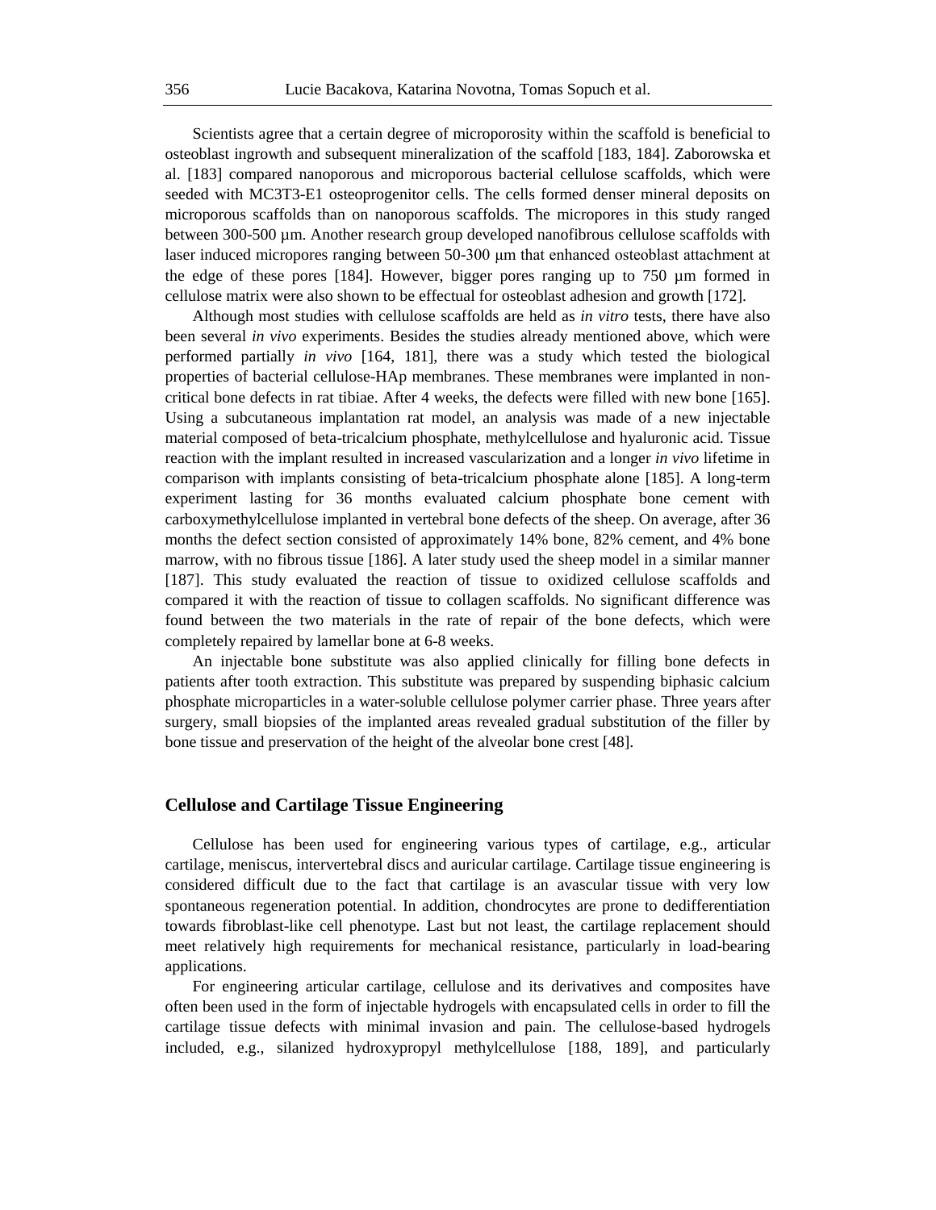Scientists agree that a certain degree of microporosity within the scaffold is beneficial to osteoblast ingrowth and subsequent mineralization of the scaffold [183, 184]. Zaborowska et al. [183] compared nanoporous and microporous bacterial cellulose scaffolds, which were seeded with MC3T3-E1 osteoprogenitor cells. The cells formed denser mineral deposits on microporous scaffolds than on nanoporous scaffolds. The micropores in this study ranged between 300-500 µm. Another research group developed nanofibrous cellulose scaffolds with laser induced micropores ranging between 50-300 µm that enhanced osteoblast attachment at the edge of these pores [184]. However, bigger pores ranging up to 750 µm formed in cellulose matrix were also shown to be effectual for osteoblast adhesion and growth [172].

Although most studies with cellulose scaffolds are held as *in vitro* tests, there have also been several *in vivo* experiments. Besides the studies already mentioned above, which were performed partially *in vivo* [164, 181], there was a study which tested the biological properties of bacterial cellulose-HAp membranes. These membranes were implanted in non-critical bone defects in rat tibiae. After 4 weeks, the defects were filled with new bone [165]. Using a subcutaneous implantation rat model, an analysis was made of a new injectable material composed of beta-tricalcium phosphate, methylcellulose and hyaluronic acid. Tissue reaction with the implant resulted in increased vascularization and a longer *in vivo* lifetime in comparison with implants consisting of beta-tricalcium phosphate alone [185]. A long-term experiment lasting for 36 months evaluated calcium phosphate bone cement with carboxymethylcellulose implanted in vertebral bone defects of the sheep. On average, after 36 months the defect section consisted of approximately 14% bone, 82% cement, and 4% bone marrow, with no fibrous tissue [186]. A later study used the sheep model in a similar manner [187]. This study evaluated the reaction of tissue to oxidized cellulose scaffolds and compared it with the reaction of tissue to collagen scaffolds. No significant difference was found between the two materials in the rate of repair of the bone defects, which were completely repaired by lamellar bone at 6-8 weeks.

An injectable bone substitute was also applied clinically for filling bone defects in patients after tooth extraction. This substitute was prepared by suspending biphasic calcium phosphate microparticles in a water-soluble cellulose polymer carrier phase. Three years after surgery, small biopsies of the implanted areas revealed gradual substitution of the filler by bone tissue and preservation of the height of the alveolar bone crest [48].

## Cellulose and Cartilage Tissue Engineering

Cellulose has been used for engineering various types of cartilage, e.g., articular cartilage, meniscus, intervertebral discs and auricular cartilage. Cartilage tissue engineering is considered difficult due to the fact that cartilage is an avascular tissue with very low spontaneous regeneration potential. In addition, chondrocytes are prone to dedifferentiation towards fibroblast-like cell phenotype. Last but not least, the cartilage replacement should meet relatively high requirements for mechanical resistance, particularly in load-bearing applications.

For engineering articular cartilage, cellulose and its derivatives and composites have often been used in the form of injectable hydrogels with encapsulated cells in order to fill the cartilage tissue defects with minimal invasion and pain. The cellulose-based hydrogels included, e.g., silanized hydroxypropyl methylcellulose [188, 189], and particularly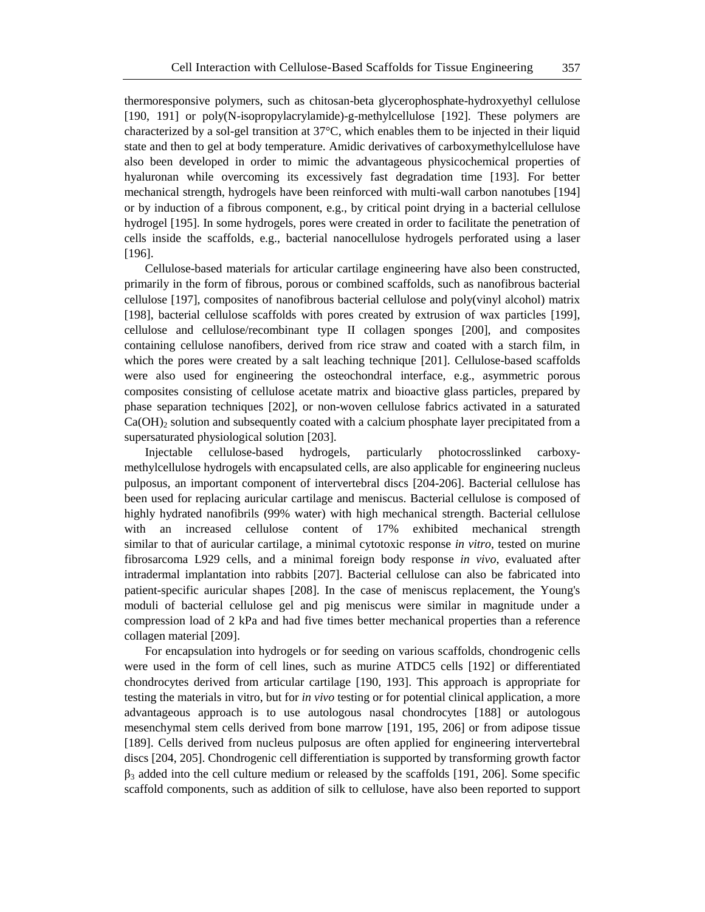thermoresponsive polymers, such as chitosan-beta glycerophosphate-hydroxyethyl cellulose [190, 191] or poly(N-isopropylacrylamide)-g-methylcellulose [192]. These polymers are characterized by a sol-gel transition at 37°C, which enables them to be injected in their liquid state and then to gel at body temperature. Amidic derivatives of carboxymethylcellulose have also been developed in order to mimic the advantageous physicochemical properties of hyaluronan while overcoming its excessively fast degradation time [193]. For better mechanical strength, hydrogels have been reinforced with multi-wall carbon nanotubes [194] or by induction of a fibrous component, e.g., by critical point drying in a bacterial cellulose hydrogel [195]. In some hydrogels, pores were created in order to facilitate the penetration of cells inside the scaffolds, e.g., bacterial nanocellulose hydrogels perforated using a laser [196].

Cellulose-based materials for articular cartilage engineering have also been constructed, primarily in the form of fibrous, porous or combined scaffolds, such as nanofibrous bacterial cellulose [197], composites of nanofibrous bacterial cellulose and poly(vinyl alcohol) matrix [198], bacterial cellulose scaffolds with pores created by extrusion of wax particles [199], cellulose and cellulose/recombinant type II collagen sponges [200], and composites containing cellulose nanofibers, derived from rice straw and coated with a starch film, in which the pores were created by a salt leaching technique [201]. Cellulose-based scaffolds were also used for engineering the osteochondral interface, e.g., asymmetric porous composites consisting of cellulose acetate matrix and bioactive glass particles, prepared by phase separation techniques [202], or non-woven cellulose fabrics activated in a saturated $Ca(OH)_2$ solution and subsequently coated with a calcium phosphate layer precipitated from a supersaturated physiological solution [203].

Injectable cellulose-based hydrogels, particularly photocrosslinked carboxymethylcellulose hydrogels with encapsulated cells, are also applicable for engineering nucleus pulposus, an important component of intervertebral discs [204-206]. Bacterial cellulose has been used for replacing auricular cartilage and meniscus. Bacterial cellulose is composed of highly hydrated nanofibrils (99% water) with high mechanical strength. Bacterial cellulose with an increased cellulose content of 17% exhibited mechanical strength similar to that of auricular cartilage, a minimal cytotoxic response *in vitro*, tested on murine fibrosarcoma L929 cells, and a minimal foreign body response *in vivo*, evaluated after intradermal implantation into rabbits [207]. Bacterial cellulose can also be fabricated into patient-specific auricular shapes [208]. In the case of meniscus replacement, the Young's moduli of bacterial cellulose gel and pig meniscus were similar in magnitude under a compression load of 2 kPa and had five times better mechanical properties than a reference collagen material [209].

For encapsulation into hydrogels or for seeding on various scaffolds, chondrogenic cells were used in the form of cell lines, such as murine ATDC5 cells [192] or differentiated chondrocytes derived from articular cartilage [190, 193]. This approach is appropriate for testing the materials in vitro, but for *in vivo* testing or for potential clinical application, a more advantageous approach is to use autologous nasal chondrocytes [188] or autologous mesenchymal stem cells derived from bone marrow [191, 195, 206] or from adipose tissue [189]. Cells derived from nucleus pulposus are often applied for engineering intervertebral discs [204, 205]. Chondrogenic cell differentiation is supported by transforming growth factor $\beta_3$ added into the cell culture medium or released by the scaffolds [191, 206]. Some specific scaffold components, such as addition of silk to cellulose, have also been reported to support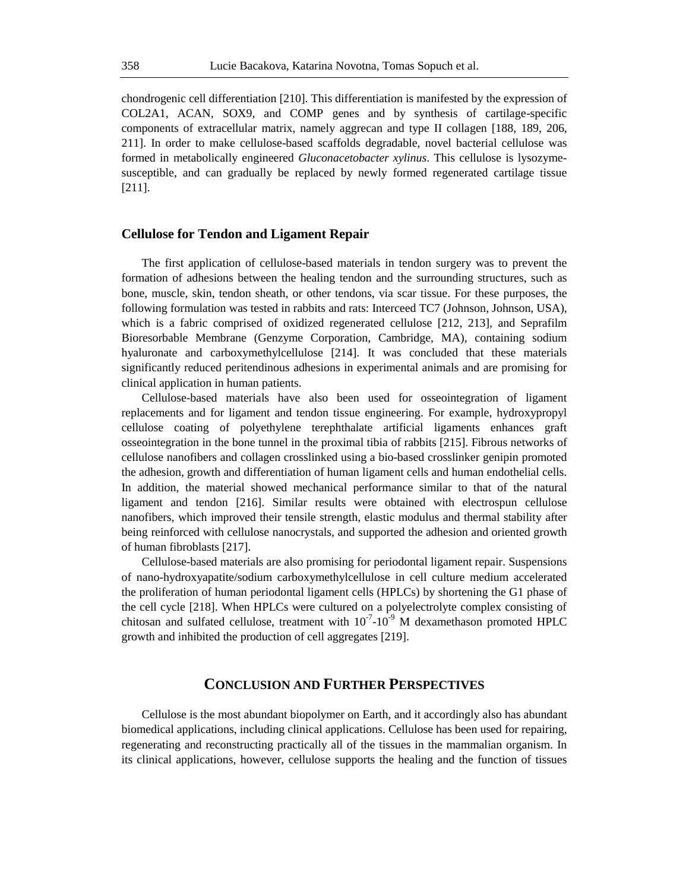chondrogenic cell differentiation [210]. This differentiation is manifested by the expression of COL2A1, ACAN, SOX9, and COMP genes and by synthesis of cartilage-specific components of extracellular matrix, namely aggrecan and type II collagen [188, 189, 206, 211]. In order to make cellulose-based scaffolds degradable, novel bacterial cellulose was formed in metabolically engineered *Gluconacetobacter xylinus*. This cellulose is lysozyme-susceptible, and can gradually be replaced by newly formed regenerated cartilage tissue [211].

### Cellulose for Tendon and Ligament Repair

The first application of cellulose-based materials in tendon surgery was to prevent the formation of adhesions between the healing tendon and the surrounding structures, such as bone, muscle, skin, tendon sheath, or other tendons, via scar tissue. For these purposes, the following formulation was tested in rabbits and rats: Interceed TC7 (Johnson, Johnson, USA), which is a fabric comprised of oxidized regenerated cellulose [212, 213], and Seprafilm Bioresorbable Membrane (Genzyme Corporation, Cambridge, MA), containing sodium hyaluronate and carboxymethylcellulose [214]. It was concluded that these materials significantly reduced peritendinous adhesions in experimental animals and are promising for clinical application in human patients.

Cellulose-based materials have also been used for osseointegration of ligament replacements and for ligament and tendon tissue engineering. For example, hydroxypropyl cellulose coating of polyethylene terephthalate artificial ligaments enhances graft osseointegration in the bone tunnel in the proximal tibia of rabbits [215]. Fibrous networks of cellulose nanofibers and collagen crosslinked using a bio-based crosslinker genipin promoted the adhesion, growth and differentiation of human ligament cells and human endothelial cells. In addition, the material showed mechanical performance similar to that of the natural ligament and tendon [216]. Similar results were obtained with electrospun cellulose nanofibers, which improved their tensile strength, elastic modulus and thermal stability after being reinforced with cellulose nanocrystals, and supported the adhesion and oriented growth of human fibroblasts [217].

Cellulose-based materials are also promising for periodontal ligament repair. Suspensions of nano-hydroxyapatite/sodium carboxymethylcellulose in cell culture medium accelerated the proliferation of human periodontal ligament cells (HPLCs) by shortening the G1 phase of the cell cycle [218]. When HPLCs were cultured on a polyelectrolyte complex consisting of chitosan and sulfated cellulose, treatment with $10^{-7}$-$10^{-9}$ M dexamethason promoted HPLC growth and inhibited the production of cell aggregates [219].

## Conclusion and Further Perspectives

Cellulose is the most abundant biopolymer on Earth, and it accordingly also has abundant biomedical applications, including clinical applications. Cellulose has been used for repairing, regenerating and reconstructing practically all of the tissues in the mammalian organism. In its clinical applications, however, cellulose supports the healing and the function of tissues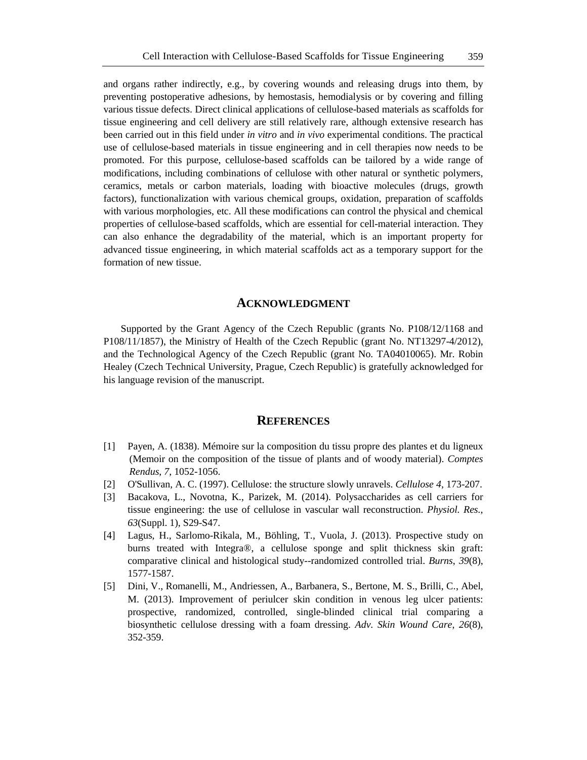and organs rather indirectly, e.g., by covering wounds and releasing drugs into them, by preventing postoperative adhesions, by hemostasis, hemodialysis or by covering and filling various tissue defects. Direct clinical applications of cellulose-based materials as scaffolds for tissue engineering and cell delivery are still relatively rare, although extensive research has been carried out in this field under *in vitro* and *in vivo* experimental conditions. The practical use of cellulose-based materials in tissue engineering and in cell therapies now needs to be promoted. For this purpose, cellulose-based scaffolds can be tailored by a wide range of modifications, including combinations of cellulose with other natural or synthetic polymers, ceramics, metals or carbon materials, loading with bioactive molecules (drugs, growth factors), functionalization with various chemical groups, oxidation, preparation of scaffolds with various morphologies, etc. All these modifications can control the physical and chemical properties of cellulose-based scaffolds, which are essential for cell-material interaction. They can also enhance the degradability of the material, which is an important property for advanced tissue engineering, in which material scaffolds act as a temporary support for the formation of new tissue.

## ACKNOWLEDGMENT

Supported by the Grant Agency of the Czech Republic (grants No. P108/12/1168 and P108/11/1857), the Ministry of Health of the Czech Republic (grant No. NT13297-4/2012), and the Technological Agency of the Czech Republic (grant No. TA04010065). Mr. Robin Healey (Czech Technical University, Prague, Czech Republic) is gratefully acknowledged for his language revision of the manuscript.

## REFERENCES

[1] Payen, A. (1838). Mémoire sur la composition du tissu propre des plantes et du ligneux (Memoir on the composition of the tissue of plants and of woody material). *Comptes Rendus*, *7*, 1052-1056.

[2] O'Sullivan, A. C. (1997). Cellulose: the structure slowly unravels. *Cellulose 4*, 173-207.

[3] Bacakova, L., Novotna, K., Parizek, M. (2014). Polysaccharides as cell carriers for tissue engineering: the use of cellulose in vascular wall reconstruction. *Physiol. Res.*, *63*(Suppl. 1), S29-S47.

[4] Lagus, H., Sarlomo-Rikala, M., Böhling, T., Vuola, J. (2013). Prospective study on burns treated with Integra®, a cellulose sponge and split thickness skin graft: comparative clinical and histological study--randomized controlled trial. *Burns*, *39*(8), 1577-1587.

[5] Dini, V., Romanelli, M., Andriessen, A., Barbanera, S., Bertone, M. S., Brilli, C., Abel, M. (2013). Improvement of periulcer skin condition in venous leg ulcer patients: prospective, randomized, controlled, single-blinded clinical trial comparing a biosynthetic cellulose dressing with a foam dressing. *Adv. Skin Wound Care*, *26*(8), 352-359.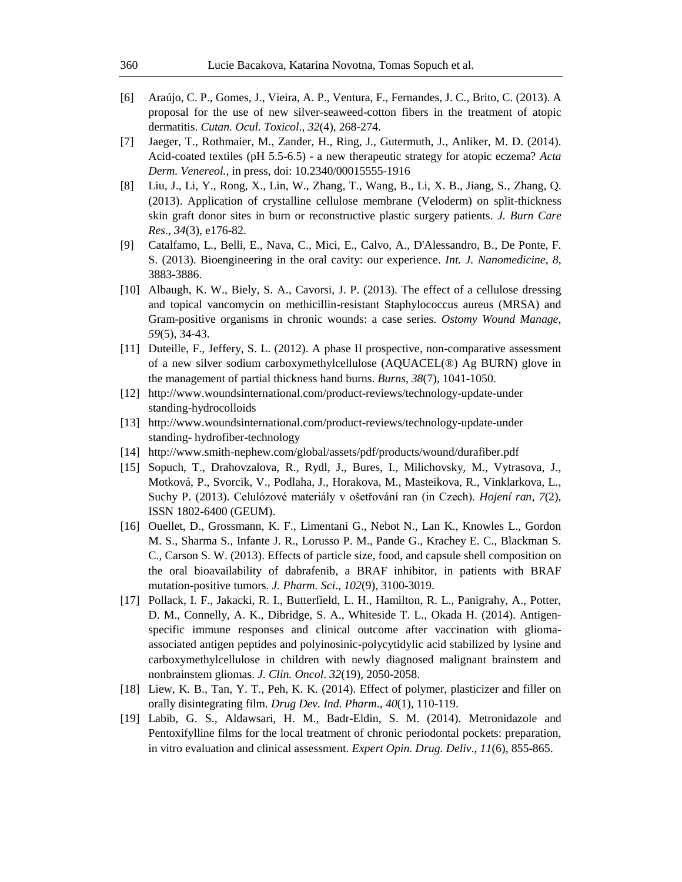[6] Araújo, C. P., Gomes, J., Vieira, A. P., Ventura, F., Fernandes, J. C., Brito, C. (2013). A proposal for the use of new silver-seaweed-cotton fibers in the treatment of atopic dermatitis. *Cutan. Ocul. Toxicol*., *32*(4), 268-274.

[7] Jaeger, T., Rothmaier, M., Zander, H., Ring, J., Gutermuth, J., Anliker, M. D. (2014). Acid-coated textiles (pH 5.5-6.5) - a new therapeutic strategy for atopic eczema? *Acta Derm. Venereol.*, in press, doi: 10.2340/00015555-1916

[8] Liu, J., Li, Y., Rong, X., Lin, W., Zhang, T., Wang, B., Li, X. B., Jiang, S., Zhang, Q. (2013). Application of crystalline cellulose membrane (Veloderm) on split-thickness skin graft donor sites in burn or reconstructive plastic surgery patients. *J. Burn Care Res*., *34*(3), e176-82.

[9] Catalfamo, L., Belli, E., Nava, C., Mici, E., Calvo, A., D'Alessandro, B., De Ponte, F. S. (2013). Bioengineering in the oral cavity: our experience. *Int. J. Nanomedicine*, *8*, 3883-3886.

[10] Albaugh, K. W., Biely, S. A., Cavorsi, J. P. (2013). The effect of a cellulose dressing and topical vancomycin on methicillin-resistant Staphylococcus aureus (MRSA) and Gram-positive organisms in chronic wounds: a case series. *Ostomy Wound Manage*, *59*(5), 34-43.

[11] Duteille, F., Jeffery, S. L. (2012). A phase II prospective, non-comparative assessment of a new silver sodium carboxymethylcellulose (AQUACEL(®) Ag BURN) glove in the management of partial thickness hand burns. *Burns*, *38*(7), 1041-1050.

[12] http://www.woundsinternational.com/product-reviews/technology-update-under standing-hydrocolloids

[13] http://www.woundsinternational.com/product-reviews/technology-update-under standing- hydrofiber-technology

[14] http://www.smith-nephew.com/global/assets/pdf/products/wound/durafiber.pdf

[15] Sopuch, T., Drahovzalova, R., Rydl, J., Bures, I., Milichovsky, M., Vytrasova, J., Motková, P., Svorcik, V., Podlaha, J., Horakova, M., Masteikova, R., Vinklarkova, L., Suchy P. (2013). Celulózové materiály v ošetřování ran (in Czech). *Hojení ran*, *7*(2), ISSN 1802-6400 (GEUM).

[16] Ouellet, D., Grossmann, K. F., Limentani G., Nebot N., Lan K., Knowles L., Gordon M. S., Sharma S., Infante J. R., Lorusso P. M., Pande G., Krachey E. C., Blackman S. C., Carson S. W. (2013). Effects of particle size, food, and capsule shell composition on the oral bioavailability of dabrafenib, a BRAF inhibitor, in patients with BRAF mutation-positive tumors. *J. Pharm. Sci*., *102*(9), 3100-3019.

[17] Pollack, I. F., Jakacki, R. I., Butterfield, L. H., Hamilton, R. L., Panigrahy, A., Potter, D. M., Connelly, A. K., Dibridge, S. A., Whiteside T. L., Okada H. (2014). Antigen-specific immune responses and clinical outcome after vaccination with glioma-associated antigen peptides and polyinosinic-polycytidylic acid stabilized by lysine and carboxymethylcellulose in children with newly diagnosed malignant brainstem and nonbrainstem gliomas. *J. Clin. Oncol*. *32*(19), 2050-2058.

[18] Liew, K. B., Tan, Y. T., Peh, K. K. (2014). Effect of polymer, plasticizer and filler on orally disintegrating film. *Drug Dev. Ind. Pharm*., *40*(1), 110-119.

[19] Labib, G. S., Aldawsari, H. M., Badr-Eldin, S. M. (2014). Metronidazole and Pentoxifylline films for the local treatment of chronic periodontal pockets: preparation, in vitro evaluation and clinical assessment. *Expert Opin. Drug. Deliv*., *11*(6), 855-865.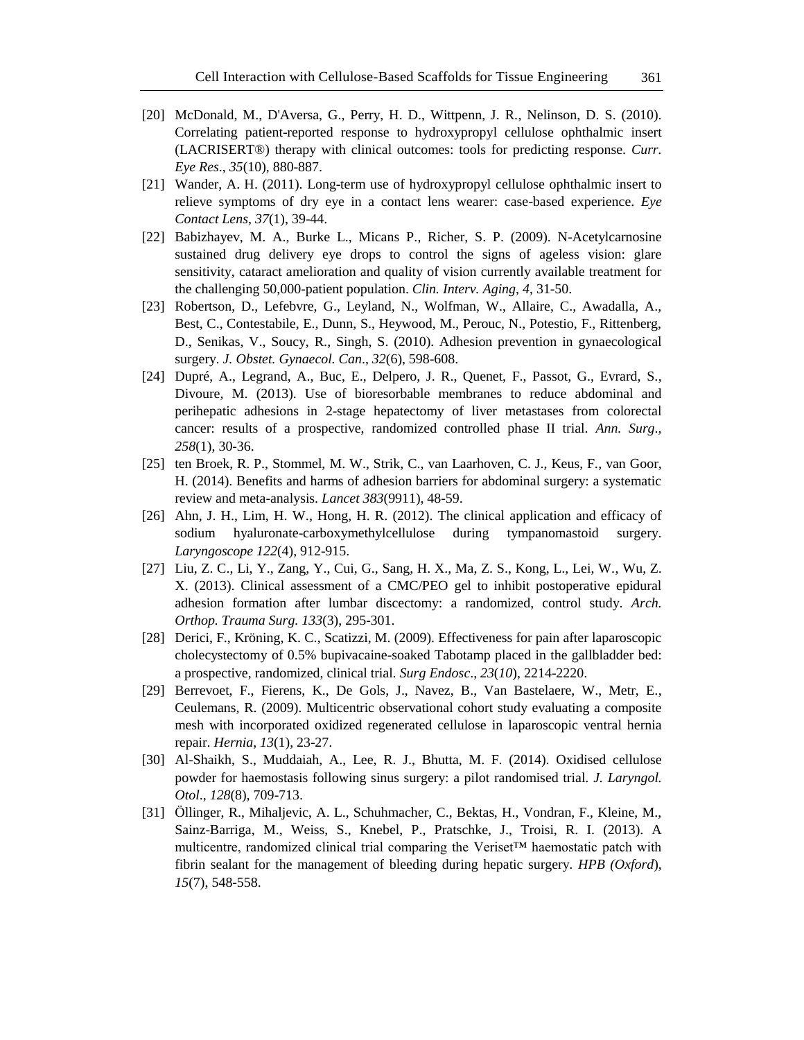[20] McDonald, M., D'Aversa, G., Perry, H. D., Wittpenn, J. R., Nelinson, D. S. (2010). Correlating patient-reported response to hydroxypropyl cellulose ophthalmic insert (LACRISERT®) therapy with clinical outcomes: tools for predicting response. *Curr. Eye Res.*, *35*(10), 880-887.

[21] Wander, A. H. (2011). Long-term use of hydroxypropyl cellulose ophthalmic insert to relieve symptoms of dry eye in a contact lens wearer: case-based experience. *Eye Contact Lens*, *37*(1), 39-44.

[22] Babizhayev, M. A., Burke L., Micans P., Richer, S. P. (2009). N-Acetylcarnosine sustained drug delivery eye drops to control the signs of ageless vision: glare sensitivity, cataract amelioration and quality of vision currently available treatment for the challenging 50,000-patient population. *Clin. Interv. Aging*, *4*, 31-50.

[23] Robertson, D., Lefebvre, G., Leyland, N., Wolfman, W., Allaire, C., Awadalla, A., Best, C., Contestabile, E., Dunn, S., Heywood, M., Perouc, N., Potestio, F., Rittenberg, D., Senikas, V., Soucy, R., Singh, S. (2010). Adhesion prevention in gynaecological surgery. *J. Obstet. Gynaecol. Can.*, *32*(6), 598-608.

[24] Dupré, A., Legrand, A., Buc, E., Delpero, J. R., Quenet, F., Passot, G., Evrard, S., Divoure, M. (2013). Use of bioresorbable membranes to reduce abdominal and perihepatic adhesions in 2-stage hepatectomy of liver metastases from colorectal cancer: results of a prospective, randomized controlled phase II trial. *Ann. Surg.*, *258*(1), 30-36.

[25] ten Broek, R. P., Stommel, M. W., Strik, C., van Laarhoven, C. J., Keus, F., van Goor, H. (2014). Benefits and harms of adhesion barriers for abdominal surgery: a systematic review and meta-analysis. *Lancet 383*(9911), 48-59.

[26] Ahn, J. H., Lim, H. W., Hong, H. R. (2012). The clinical application and efficacy of sodium hyaluronate-carboxymethylcellulose during tympanomastoid surgery. *Laryngoscope 122*(4), 912-915.

[27] Liu, Z. C., Li, Y., Zang, Y., Cui, G., Sang, H. X., Ma, Z. S., Kong, L., Lei, W., Wu, Z. X. (2013). Clinical assessment of a CMC/PEO gel to inhibit postoperative epidural adhesion formation after lumbar discectomy: a randomized, control study. *Arch. Orthop. Trauma Surg. 133*(3), 295-301.

[28] Derici, F., Kröning, K. C., Scatizzi, M. (2009). Effectiveness for pain after laparoscopic cholecystectomy of 0.5% bupivacaine-soaked Tabotamp placed in the gallbladder bed: a prospective, randomized, clinical trial. *Surg Endosc.*, *23*(*10*), 2214-2220.

[29] Berrevoet, F., Fierens, K., De Gols, J., Navez, B., Van Bastelaere, W., Metr, E., Ceulemans, R. (2009). Multicentric observational cohort study evaluating a composite mesh with incorporated oxidized regenerated cellulose in laparoscopic ventral hernia repair. *Hernia*, *13*(1), 23-27.

[30] Al-Shaikh, S., Muddaiah, A., Lee, R. J., Bhutta, M. F. (2014). Oxidised cellulose powder for haemostasis following sinus surgery: a pilot randomised trial. *J. Laryngol. Otol.*, *128*(8), 709-713.

[31] Öllinger, R., Mihaljevic, A. L., Schuhmacher, C., Bektas, H., Vondran, F., Kleine, M., Sainz-Barriga, M., Weiss, S., Knebel, P., Pratschke, J., Troisi, R. I. (2013). A multicentre, randomized clinical trial comparing the Veriset™ haemostatic patch with fibrin sealant for the management of bleeding during hepatic surgery. *HPB (Oxford)*, *15*(7), 548-558.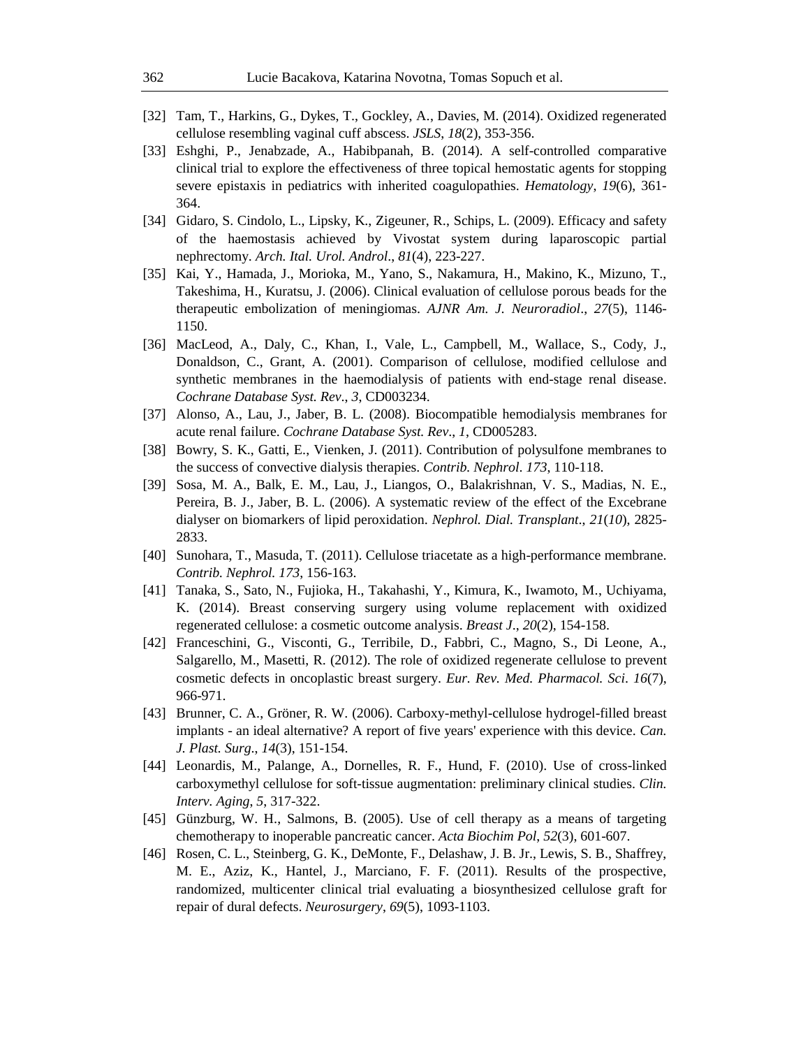[32] Tam, T., Harkins, G., Dykes, T., Gockley, A., Davies, M. (2014). Oxidized regenerated cellulose resembling vaginal cuff abscess. *JSLS*, *18*(2), 353-356.

[33] Eshghi, P., Jenabzade, A., Habibpanah, B. (2014). A self-controlled comparative clinical trial to explore the effectiveness of three topical hemostatic agents for stopping severe epistaxis in pediatrics with inherited coagulopathies. *Hematology*, *19*(6), 361-364.

[34] Gidaro, S. Cindolo, L., Lipsky, K., Zigeuner, R., Schips, L. (2009). Efficacy and safety of the haemostasis achieved by Vivostat system during laparoscopic partial nephrectomy. *Arch. Ital. Urol. Androl*., *81*(4), 223-227.

[35] Kai, Y., Hamada, J., Morioka, M., Yano, S., Nakamura, H., Makino, K., Mizuno, T., Takeshima, H., Kuratsu, J. (2006). Clinical evaluation of cellulose porous beads for the therapeutic embolization of meningiomas. *AJNR Am. J. Neuroradiol*., *27*(5), 1146-1150.

[36] MacLeod, A., Daly, C., Khan, I., Vale, L., Campbell, M., Wallace, S., Cody, J., Donaldson, C., Grant, A. (2001). Comparison of cellulose, modified cellulose and synthetic membranes in the haemodialysis of patients with end-stage renal disease. *Cochrane Database Syst. Rev*., *3*, CD003234.

[37] Alonso, A., Lau, J., Jaber, B. L. (2008). Biocompatible hemodialysis membranes for acute renal failure. *Cochrane Database Syst. Rev*., *1*, CD005283.

[38] Bowry, S. K., Gatti, E., Vienken, J. (2011). Contribution of polysulfone membranes to the success of convective dialysis therapies. *Contrib. Nephrol*. *173*, 110-118.

[39] Sosa, M. A., Balk, E. M., Lau, J., Liangos, O., Balakrishnan, V. S., Madias, N. E., Pereira, B. J., Jaber, B. L. (2006). A systematic review of the effect of the Excebrane dialyser on biomarkers of lipid peroxidation. *Nephrol. Dial. Transplant*., *21*(*10*), 2825-2833.

[40] Sunohara, T., Masuda, T. (2011). Cellulose triacetate as a high-performance membrane. *Contrib. Nephrol. 173*, 156-163.

[41] Tanaka, S., Sato, N., Fujioka, H., Takahashi, Y., Kimura, K., Iwamoto, M., Uchiyama, K. (2014). Breast conserving surgery using volume replacement with oxidized regenerated cellulose: a cosmetic outcome analysis. *Breast J*., *20*(2), 154-158.

[42] Franceschini, G., Visconti, G., Terribile, D., Fabbri, C., Magno, S., Di Leone, A., Salgarello, M., Masetti, R. (2012). The role of oxidized regenerate cellulose to prevent cosmetic defects in oncoplastic breast surgery. *Eur. Rev. Med. Pharmacol. Sci*. *16*(7), 966-971.

[43] Brunner, C. A., Gröner, R. W. (2006). Carboxy-methyl-cellulose hydrogel-filled breast implants - an ideal alternative? A report of five years' experience with this device. *Can. J. Plast. Surg*., *14*(3), 151-154.

[44] Leonardis, M., Palange, A., Dornelles, R. F., Hund, F. (2010). Use of cross-linked carboxymethyl cellulose for soft-tissue augmentation: preliminary clinical studies. *Clin. Interv. Aging*, *5*, 317-322.

[45] Günzburg, W. H., Salmons, B. (2005). Use of cell therapy as a means of targeting chemotherapy to inoperable pancreatic cancer. *Acta Biochim Pol*, *52*(3), 601-607.

[46] Rosen, C. L., Steinberg, G. K., DeMonte, F., Delashaw, J. B. Jr., Lewis, S. B., Shaffrey, M. E., Aziz, K., Hantel, J., Marciano, F. F. (2011). Results of the prospective, randomized, multicenter clinical trial evaluating a biosynthesized cellulose graft for repair of dural defects. *Neurosurgery*, *69*(5), 1093-1103.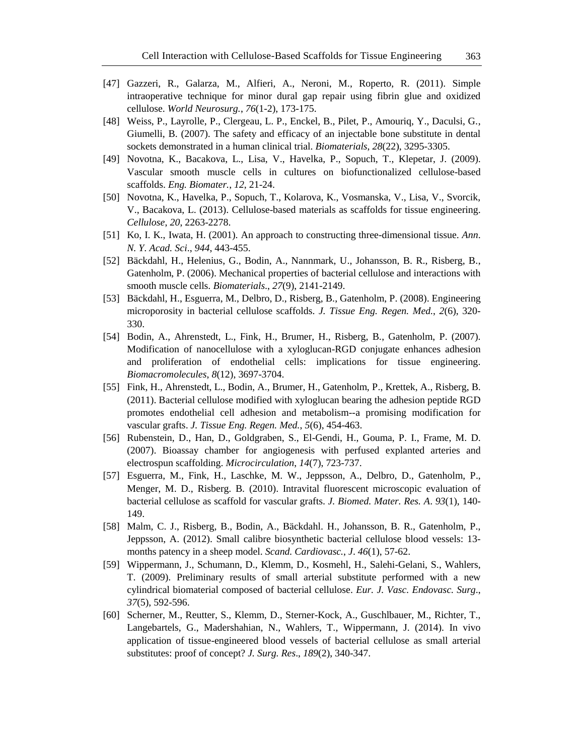[47] Gazzeri, R., Galarza, M., Alfieri, A., Neroni, M., Roperto, R. (2011). Simple intraoperative technique for minor dural gap repair using fibrin glue and oxidized cellulose. *World Neurosurg.*, *76*(1-2), 173-175.

[48] Weiss, P., Layrolle, P., Clergeau, L. P., Enckel, B., Pilet, P., Amouriq, Y., Daculsi, G., Giumelli, B. (2007). The safety and efficacy of an injectable bone substitute in dental sockets demonstrated in a human clinical trial. *Biomaterials*, *28*(22), 3295-3305.

[49] Novotna, K., Bacakova, L., Lisa, V., Havelka, P., Sopuch, T., Klepetar, J. (2009). Vascular smooth muscle cells in cultures on biofunctionalized cellulose-based scaffolds. *Eng. Biomater.*, *12*, 21-24.

[50] Novotna, K., Havelka, P., Sopuch, T., Kolarova, K., Vosmanska, V., Lisa, V., Svorcik, V., Bacakova, L. (2013). Cellulose-based materials as scaffolds for tissue engineering. *Cellulose*, *20*, 2263-2278.

[51] Ko, I. K., Iwata, H. (2001). An approach to constructing three-dimensional tissue. *Ann. N. Y. Acad. Sci.*, *944*, 443-455.

[52] Bäckdahl, H., Helenius, G., Bodin, A., Nannmark, U., Johansson, B. R., Risberg, B., Gatenholm, P. (2006). Mechanical properties of bacterial cellulose and interactions with smooth muscle cells. *Biomaterials*., *27*(9), 2141-2149.

[53] Bäckdahl, H., Esguerra, M., Delbro, D., Risberg, B., Gatenholm, P. (2008). Engineering microporosity in bacterial cellulose scaffolds. *J. Tissue Eng. Regen. Med.*, *2*(6), 320-330.

[54] Bodin, A., Ahrenstedt, L., Fink, H., Brumer, H., Risberg, B., Gatenholm, P. (2007). Modification of nanocellulose with a xyloglucan-RGD conjugate enhances adhesion and proliferation of endothelial cells: implications for tissue engineering. *Biomacromolecules*, *8*(12), 3697-3704.

[55] Fink, H., Ahrenstedt, L., Bodin, A., Brumer, H., Gatenholm, P., Krettek, A., Risberg, B. (2011). Bacterial cellulose modified with xyloglucan bearing the adhesion peptide RGD promotes endothelial cell adhesion and metabolism--a promising modification for vascular grafts. *J. Tissue Eng. Regen. Med.*, *5*(6), 454-463.

[56] Rubenstein, D., Han, D., Goldgraben, S., El-Gendi, H., Gouma, P. I., Frame, M. D. (2007). Bioassay chamber for angiogenesis with perfused explanted arteries and electrospun scaffolding. *Microcirculation*, *14*(7), 723-737.

[57] Esguerra, M., Fink, H., Laschke, M. W., Jeppsson, A., Delbro, D., Gatenholm, P., Menger, M. D., Risberg. B. (2010). Intravital fluorescent microscopic evaluation of bacterial cellulose as scaffold for vascular grafts. *J. Biomed. Mater. Res. A*. *93*(1), 140-149.

[58] Malm, C. J., Risberg, B., Bodin, A., Bäckdahl. H., Johansson, B. R., Gatenholm, P., Jeppsson, A. (2012). Small calibre biosynthetic bacterial cellulose blood vessels: 13-months patency in a sheep model. *Scand. Cardiovasc., J*. *46*(1), 57-62.

[59] Wippermann, J., Schumann, D., Klemm, D., Kosmehl, H., Salehi-Gelani, S., Wahlers, T. (2009). Preliminary results of small arterial substitute performed with a new cylindrical biomaterial composed of bacterial cellulose. *Eur. J. Vasc. Endovasc. Surg*., *37*(5), 592-596.

[60] Scherner, M., Reutter, S., Klemm, D., Sterner-Kock, A., Guschlbauer, M., Richter, T., Langebartels, G., Madershahian, N., Wahlers, T., Wippermann, J. (2014). In vivo application of tissue-engineered blood vessels of bacterial cellulose as small arterial substitutes: proof of concept? *J. Surg. Res*., *189*(2), 340-347.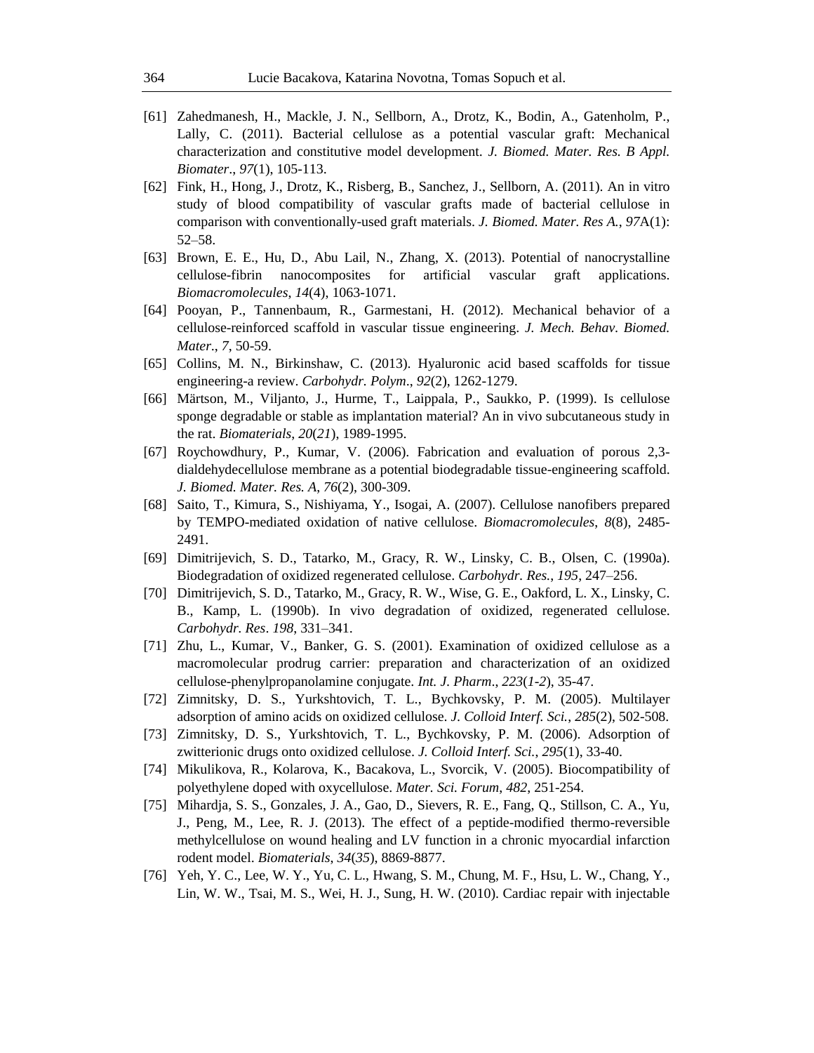[61] Zahedmanesh, H., Mackle, J. N., Sellborn, A., Drotz, K., Bodin, A., Gatenholm, P., Lally, C. (2011). Bacterial cellulose as a potential vascular graft: Mechanical characterization and constitutive model development. *J. Biomed. Mater. Res. B Appl. Biomater*., *97*(1), 105-113.

[62] Fink, H., Hong, J., Drotz, K., Risberg, B., Sanchez, J., Sellborn, A. (2011). An in vitro study of blood compatibility of vascular grafts made of bacterial cellulose in comparison with conventionally-used graft materials. *J. Biomed. Mater. Res A.*, *97*A(1): 52–58.

[63] Brown, E. E., Hu, D., Abu Lail, N., Zhang, X. (2013). Potential of nanocrystalline cellulose-fibrin nanocomposites for artificial vascular graft applications. *Biomacromolecules*, *14*(4), 1063-1071.

[64] Pooyan, P., Tannenbaum, R., Garmestani, H. (2012). Mechanical behavior of a cellulose-reinforced scaffold in vascular tissue engineering. *J. Mech. Behav. Biomed. Mater*., *7*, 50-59.

[65] Collins, M. N., Birkinshaw, C. (2013). Hyaluronic acid based scaffolds for tissue engineering-a review. *Carbohydr. Polym*., *92*(2), 1262-1279.

[66] Märtson, M., Viljanto, J., Hurme, T., Laippala, P., Saukko, P. (1999). Is cellulose sponge degradable or stable as implantation material? An in vivo subcutaneous study in the rat. *Biomaterials*, *20*(*21*), 1989-1995.

[67] Roychowdhury, P., Kumar, V. (2006). Fabrication and evaluation of porous 2,3-dialdehydecellulose membrane as a potential biodegradable tissue-engineering scaffold. *J. Biomed. Mater. Res. A*, *76*(2), 300-309.

[68] Saito, T., Kimura, S., Nishiyama, Y., Isogai, A. (2007). Cellulose nanofibers prepared by TEMPO-mediated oxidation of native cellulose. *Biomacromolecules*, *8*(8), 2485-2491.

[69] Dimitrijevich, S. D., Tatarko, M., Gracy, R. W., Linsky, C. B., Olsen, C. (1990a). Biodegradation of oxidized regenerated cellulose. *Carbohydr. Res.*, *195*, 247–256.

[70] Dimitrijevich, S. D., Tatarko, M., Gracy, R. W., Wise, G. E., Oakford, L. X., Linsky, C. B., Kamp, L. (1990b). In vivo degradation of oxidized, regenerated cellulose. *Carbohydr. Res*. *198*, 331–341.

[71] Zhu, L., Kumar, V., Banker, G. S. (2001). Examination of oxidized cellulose as a macromolecular prodrug carrier: preparation and characterization of an oxidized cellulose-phenylpropanolamine conjugate. *Int. J. Pharm*., *223*(*1-2*), 35-47.

[72] Zimnitsky, D. S., Yurkshtovich, T. L., Bychkovsky, P. M. (2005). Multilayer adsorption of amino acids on oxidized cellulose. *J. Colloid Interf. Sci.*, *285*(2), 502-508.

[73] Zimnitsky, D. S., Yurkshtovich, T. L., Bychkovsky, P. M. (2006). Adsorption of zwitterionic drugs onto oxidized cellulose. *J. Colloid Interf. Sci.*, *295*(1), 33-40.

[74] Mikulikova, R., Kolarova, K., Bacakova, L., Svorcik, V. (2005). Biocompatibility of polyethylene doped with oxycellulose. *Mater. Sci. Forum*, *482*, 251-254.

[75] Mihardja, S. S., Gonzales, J. A., Gao, D., Sievers, R. E., Fang, Q., Stillson, C. A., Yu, J., Peng, M., Lee, R. J. (2013). The effect of a peptide-modified thermo-reversible methylcellulose on wound healing and LV function in a chronic myocardial infarction rodent model. *Biomaterials*, *34*(*35*), 8869-8877.

[76] Yeh, Y. C., Lee, W. Y., Yu, C. L., Hwang, S. M., Chung, M. F., Hsu, L. W., Chang, Y., Lin, W. W., Tsai, M. S., Wei, H. J., Sung, H. W. (2010). Cardiac repair with injectable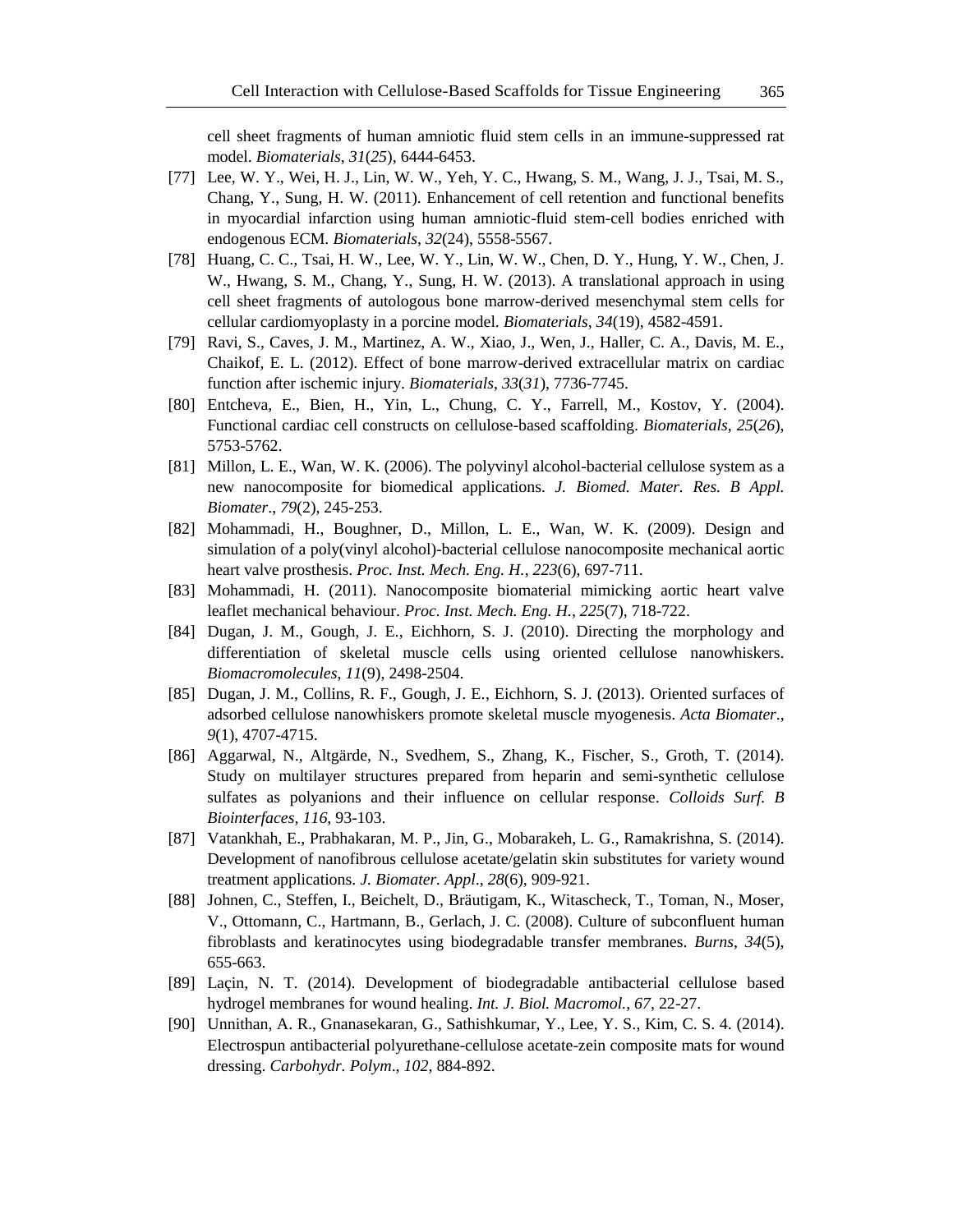cell sheet fragments of human amniotic fluid stem cells in an immune-suppressed rat model. *Biomaterials*, *31*(*25*), 6444-6453.

[77] Lee, W. Y., Wei, H. J., Lin, W. W., Yeh, Y. C., Hwang, S. M., Wang, J. J., Tsai, M. S., Chang, Y., Sung, H. W. (2011). Enhancement of cell retention and functional benefits in myocardial infarction using human amniotic-fluid stem-cell bodies enriched with endogenous ECM. *Biomaterials*, *32*(24), 5558-5567.

[78] Huang, C. C., Tsai, H. W., Lee, W. Y., Lin, W. W., Chen, D. Y., Hung, Y. W., Chen, J. W., Hwang, S. M., Chang, Y., Sung, H. W. (2013). A translational approach in using cell sheet fragments of autologous bone marrow-derived mesenchymal stem cells for cellular cardiomyoplasty in a porcine model. *Biomaterials*, *34*(19), 4582-4591.

[79] Ravi, S., Caves, J. M., Martinez, A. W., Xiao, J., Wen, J., Haller, C. A., Davis, M. E., Chaikof, E. L. (2012). Effect of bone marrow-derived extracellular matrix on cardiac function after ischemic injury. *Biomaterials*, *33*(*31*), 7736-7745.

[80] Entcheva, E., Bien, H., Yin, L., Chung, C. Y., Farrell, M., Kostov, Y. (2004). Functional cardiac cell constructs on cellulose-based scaffolding. *Biomaterials*, *25*(*26*), 5753-5762.

[81] Millon, L. E., Wan, W. K. (2006). The polyvinyl alcohol-bacterial cellulose system as a new nanocomposite for biomedical applications. *J. Biomed. Mater. Res. B Appl. Biomater.*, *79*(2), 245-253.

[82] Mohammadi, H., Boughner, D., Millon, L. E., Wan, W. K. (2009). Design and simulation of a poly(vinyl alcohol)-bacterial cellulose nanocomposite mechanical aortic heart valve prosthesis. *Proc. Inst. Mech. Eng. H.*, *223*(6), 697-711.

[83] Mohammadi, H. (2011). Nanocomposite biomaterial mimicking aortic heart valve leaflet mechanical behaviour. *Proc. Inst. Mech. Eng. H.*, *225*(7), 718-722.

[84] Dugan, J. M., Gough, J. E., Eichhorn, S. J. (2010). Directing the morphology and differentiation of skeletal muscle cells using oriented cellulose nanowhiskers. *Biomacromolecules*, *11*(9), 2498-2504.

[85] Dugan, J. M., Collins, R. F., Gough, J. E., Eichhorn, S. J. (2013). Oriented surfaces of adsorbed cellulose nanowhiskers promote skeletal muscle myogenesis. *Acta Biomater.*, *9*(1), 4707-4715.

[86] Aggarwal, N., Altgärde, N., Svedhem, S., Zhang, K., Fischer, S., Groth, T. (2014). Study on multilayer structures prepared from heparin and semi-synthetic cellulose sulfates as polyanions and their influence on cellular response. *Colloids Surf. B Biointerfaces*, *116*, 93-103.

[87] Vatankhah, E., Prabhakaran, M. P., Jin, G., Mobarakeh, L. G., Ramakrishna, S. (2014). Development of nanofibrous cellulose acetate/gelatin skin substitutes for variety wound treatment applications. *J. Biomater. Appl.*, *28*(6), 909-921.

[88] Johnen, C., Steffen, I., Beichelt, D., Bräutigam, K., Witascheck, T., Toman, N., Moser, V., Ottomann, C., Hartmann, B., Gerlach, J. C. (2008). Culture of subconfluent human fibroblasts and keratinocytes using biodegradable transfer membranes. *Burns*, *34*(5), 655-663.

[89] Laçin, N. T. (2014). Development of biodegradable antibacterial cellulose based hydrogel membranes for wound healing. *Int. J. Biol. Macromol.*, *67*, 22-27.

[90] Unnithan, A. R., Gnanasekaran, G., Sathishkumar, Y., Lee, Y. S., Kim, C. S. 4. (2014). Electrospun antibacterial polyurethane-cellulose acetate-zein composite mats for wound dressing. *Carbohydr. Polym.*, *102*, 884-892.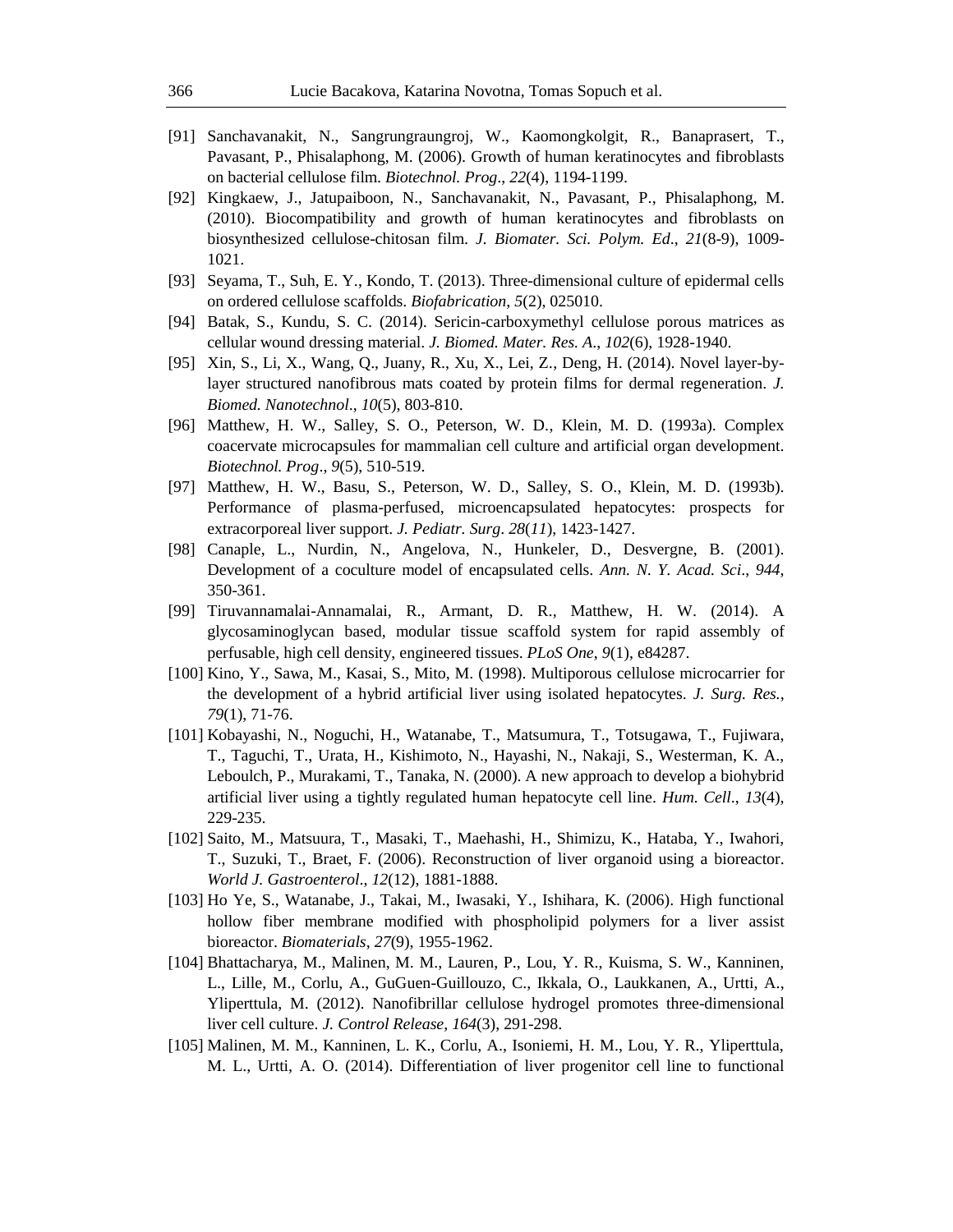[91] Sanchavanakit, N., Sangrungraungroj, W., Kaomongkolgit, R., Banaprasert, T., Pavasant, P., Phisalaphong, M. (2006). Growth of human keratinocytes and fibroblasts on bacterial cellulose film. *Biotechnol. Prog*., *22*(4), 1194-1199.

[92] Kingkaew, J., Jatupaiboon, N., Sanchavanakit, N., Pavasant, P., Phisalaphong, M. (2010). Biocompatibility and growth of human keratinocytes and fibroblasts on biosynthesized cellulose-chitosan film. *J. Biomater. Sci. Polym. Ed*., *21*(8-9), 1009-1021.

[93] Seyama, T., Suh, E. Y., Kondo, T. (2013). Three-dimensional culture of epidermal cells on ordered cellulose scaffolds. *Biofabrication*, *5*(2), 025010.

[94] Batak, S., Kundu, S. C. (2014). Sericin-carboxymethyl cellulose porous matrices as cellular wound dressing material. *J. Biomed. Mater. Res. A*., *102*(6), 1928-1940.

[95] Xin, S., Li, X., Wang, Q., Juany, R., Xu, X., Lei, Z., Deng, H. (2014). Novel layer-by-layer structured nanofibrous mats coated by protein films for dermal regeneration. *J. Biomed. Nanotechnol*., *10*(5), 803-810.

[96] Matthew, H. W., Salley, S. O., Peterson, W. D., Klein, M. D. (1993a). Complex coacervate microcapsules for mammalian cell culture and artificial organ development. *Biotechnol. Prog*., *9*(5), 510-519.

[97] Matthew, H. W., Basu, S., Peterson, W. D., Salley, S. O., Klein, M. D. (1993b). Performance of plasma-perfused, microencapsulated hepatocytes: prospects for extracorporeal liver support. *J. Pediatr. Surg*. *28*(*11*), 1423-1427.

[98] Canaple, L., Nurdin, N., Angelova, N., Hunkeler, D., Desvergne, B. (2001). Development of a coculture model of encapsulated cells. *Ann. N. Y. Acad. Sci*., *944*, 350-361.

[99] Tiruvannamalai-Annamalai, R., Armant, D. R., Matthew, H. W. (2014). A glycosaminoglycan based, modular tissue scaffold system for rapid assembly of perfusable, high cell density, engineered tissues. *PLoS One*, *9*(1), e84287.

[100] Kino, Y., Sawa, M., Kasai, S., Mito, M. (1998). Multiporous cellulose microcarrier for the development of a hybrid artificial liver using isolated hepatocytes. *J. Surg. Res.*, *79*(1), 71-76.

[101] Kobayashi, N., Noguchi, H., Watanabe, T., Matsumura, T., Totsugawa, T., Fujiwara, T., Taguchi, T., Urata, H., Kishimoto, N., Hayashi, N., Nakaji, S., Westerman, K. A., Leboulch, P., Murakami, T., Tanaka, N. (2000). A new approach to develop a biohybrid artificial liver using a tightly regulated human hepatocyte cell line. *Hum. Cell*., *13*(4), 229-235.

[102] Saito, M., Matsuura, T., Masaki, T., Maehashi, H., Shimizu, K., Hataba, Y., Iwahori, T., Suzuki, T., Braet, F. (2006). Reconstruction of liver organoid using a bioreactor. *World J. Gastroenterol*., *12*(12), 1881-1888.

[103] Ho Ye, S., Watanabe, J., Takai, M., Iwasaki, Y., Ishihara, K. (2006). High functional hollow fiber membrane modified with phospholipid polymers for a liver assist bioreactor. *Biomaterials*, *27*(9), 1955-1962.

[104] Bhattacharya, M., Malinen, M. M., Lauren, P., Lou, Y. R., Kuisma, S. W., Kanninen, L., Lille, M., Corlu, A., GuGuen-Guillouzo, C., Ikkala, O., Laukkanen, A., Urtti, A., Yliperttula, M. (2012). Nanofibrillar cellulose hydrogel promotes three-dimensional liver cell culture. *J. Control Release*, *164*(3), 291-298.

[105] Malinen, M. M., Kanninen, L. K., Corlu, A., Isoniemi, H. M., Lou, Y. R., Yliperttula, M. L., Urtti, A. O. (2014). Differentiation of liver progenitor cell line to functional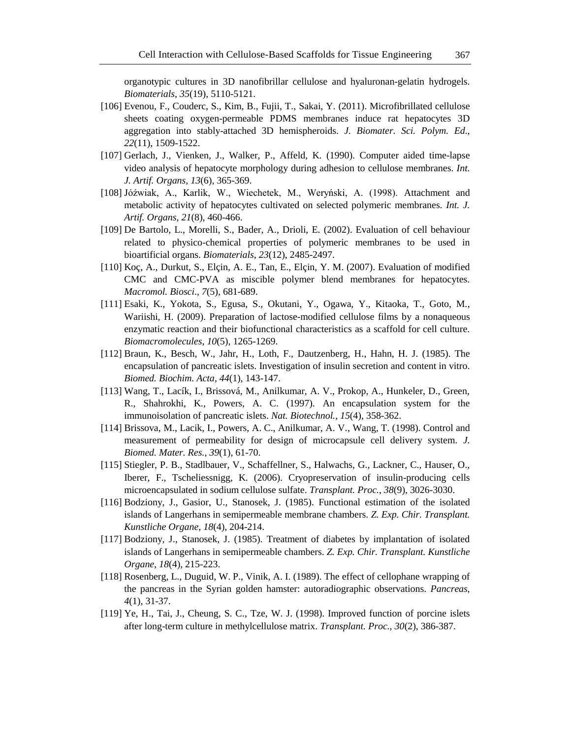organotypic cultures in 3D nanofibrillar cellulose and hyaluronan-gelatin hydrogels. *Biomaterials*, *35*(19), 5110-5121.

[106] Evenou, F., Couderc, S., Kim, B., Fujii, T., Sakai, Y. (2011). Microfibrillated cellulose sheets coating oxygen-permeable PDMS membranes induce rat hepatocytes 3D aggregation into stably-attached 3D hemispheroids. *J. Biomater. Sci. Polym. Ed.*, *22*(11), 1509-1522.

[107] Gerlach, J., Vienken, J., Walker, P., Affeld, K. (1990). Computer aided time-lapse video analysis of hepatocyte morphology during adhesion to cellulose membranes. *Int. J. Artif. Organs*, *13*(6), 365-369.

[108] Jóźwiak, A., Karlik, W., Wiechetek, M., Weryński, A. (1998). Attachment and metabolic activity of hepatocytes cultivated on selected polymeric membranes. *Int. J. Artif. Organs*, *21*(8), 460-466.

[109] De Bartolo, L., Morelli, S., Bader, A., Drioli, E. (2002). Evaluation of cell behaviour related to physico-chemical properties of polymeric membranes to be used in bioartificial organs. *Biomaterials*, *23*(12), 2485-2497.

[110] Koç, A., Durkut, S., Elçin, A. E., Tan, E., Elçin, Y. M. (2007). Evaluation of modified CMC and CMC-PVA as miscible polymer blend membranes for hepatocytes. *Macromol. Biosci*., *7*(5), 681-689.

[111] Esaki, K., Yokota, S., Egusa, S., Okutani, Y., Ogawa, Y., Kitaoka, T., Goto, M., Wariishi, H. (2009). Preparation of lactose-modified cellulose films by a nonaqueous enzymatic reaction and their biofunctional characteristics as a scaffold for cell culture. *Biomacromolecules*, *10*(5), 1265-1269.

[112] Braun, K., Besch, W., Jahr, H., Loth, F., Dautzenberg, H., Hahn, H. J. (1985). The encapsulation of pancreatic islets. Investigation of insulin secretion and content in vitro. *Biomed. Biochim. Acta*, *44*(1), 143-147.

[113] Wang, T., Lacík, I., Brissová, M., Anilkumar, A. V., Prokop, A., Hunkeler, D., Green, R., Shahrokhi, K., Powers, A. C. (1997). An encapsulation system for the immunoisolation of pancreatic islets. *Nat. Biotechnol.*, *15*(4), 358-362.

[114] Brissova, M., Lacik, I., Powers, A. C., Anilkumar, A. V., Wang, T. (1998). Control and measurement of permeability for design of microcapsule cell delivery system. *J. Biomed. Mater. Res.*, *39*(1), 61-70.

[115] Stiegler, P. B., Stadlbauer, V., Schaffellner, S., Halwachs, G., Lackner, C., Hauser, O., Iberer, F., Tscheliessnigg, K. (2006). Cryopreservation of insulin-producing cells microencapsulated in sodium cellulose sulfate. *Transplant. Proc.*, *38*(9), 3026-3030.

[116] Bodziony, J., Gasior, U., Stanosek, J. (1985). Functional estimation of the isolated islands of Langerhans in semipermeable membrane chambers. *Z. Exp. Chir. Transplant. Kunstliche Organe*, *18*(4), 204-214.

[117] Bodziony, J., Stanosek, J. (1985). Treatment of diabetes by implantation of isolated islands of Langerhans in semipermeable chambers. *Z. Exp. Chir. Transplant. Kunstliche Organe*, *18*(4), 215-223.

[118] Rosenberg, L., Duguid, W. P., Vinik, A. I. (1989). The effect of cellophane wrapping of the pancreas in the Syrian golden hamster: autoradiographic observations. *Pancreas*, *4*(1), 31-37.

[119] Ye, H., Tai, J., Cheung, S. C., Tze, W. J. (1998). Improved function of porcine islets after long-term culture in methylcellulose matrix. *Transplant. Proc.*, *30*(2), 386-387.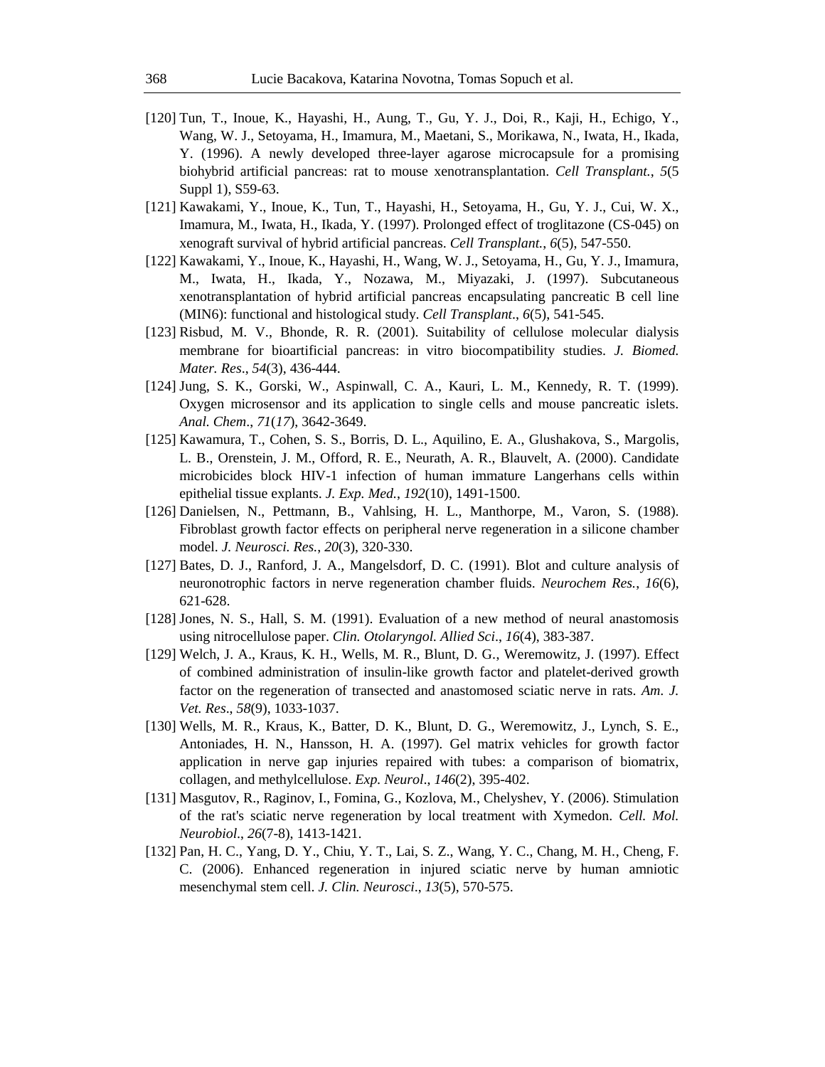[120] Tun, T., Inoue, K., Hayashi, H., Aung, T., Gu, Y. J., Doi, R., Kaji, H., Echigo, Y., Wang, W. J., Setoyama, H., Imamura, M., Maetani, S., Morikawa, N., Iwata, H., Ikada, Y. (1996). A newly developed three-layer agarose microcapsule for a promising biohybrid artificial pancreas: rat to mouse xenotransplantation. *Cell Transplant.*, *5*(5 Suppl 1), S59-63.

[121] Kawakami, Y., Inoue, K., Tun, T., Hayashi, H., Setoyama, H., Gu, Y. J., Cui, W. X., Imamura, M., Iwata, H., Ikada, Y. (1997). Prolonged effect of troglitazone (CS-045) on xenograft survival of hybrid artificial pancreas. *Cell Transplant.*, *6*(5), 547-550.

[122] Kawakami, Y., Inoue, K., Hayashi, H., Wang, W. J., Setoyama, H., Gu, Y. J., Imamura, M., Iwata, H., Ikada, Y., Nozawa, M., Miyazaki, J. (1997). Subcutaneous xenotransplantation of hybrid artificial pancreas encapsulating pancreatic B cell line (MIN6): functional and histological study. *Cell Transplant*., *6*(5), 541-545.

[123] Risbud, M. V., Bhonde, R. R. (2001). Suitability of cellulose molecular dialysis membrane for bioartificial pancreas: in vitro biocompatibility studies. *J. Biomed. Mater. Res*., *54*(3), 436-444.

[124] Jung, S. K., Gorski, W., Aspinwall, C. A., Kauri, L. M., Kennedy, R. T. (1999). Oxygen microsensor and its application to single cells and mouse pancreatic islets. *Anal. Chem*., *71*(*17*), 3642-3649.

[125] Kawamura, T., Cohen, S. S., Borris, D. L., Aquilino, E. A., Glushakova, S., Margolis, L. B., Orenstein, J. M., Offord, R. E., Neurath, A. R., Blauvelt, A. (2000). Candidate microbicides block HIV-1 infection of human immature Langerhans cells within epithelial tissue explants. *J. Exp. Med.*, *192*(10), 1491-1500.

[126] Danielsen, N., Pettmann, B., Vahlsing, H. L., Manthorpe, M., Varon, S. (1988). Fibroblast growth factor effects on peripheral nerve regeneration in a silicone chamber model. *J. Neurosci. Res.*, *20*(3), 320-330.

[127] Bates, D. J., Ranford, J. A., Mangelsdorf, D. C. (1991). Blot and culture analysis of neuronotrophic factors in nerve regeneration chamber fluids. *Neurochem Res.*, *16*(6), 621-628.

[128] Jones, N. S., Hall, S. M. (1991). Evaluation of a new method of neural anastomosis using nitrocellulose paper. *Clin. Otolaryngol. Allied Sci*., *16*(4), 383-387.

[129] Welch, J. A., Kraus, K. H., Wells, M. R., Blunt, D. G., Weremowitz, J. (1997). Effect of combined administration of insulin-like growth factor and platelet-derived growth factor on the regeneration of transected and anastomosed sciatic nerve in rats. *Am. J. Vet. Res*., *58*(9), 1033-1037.

[130] Wells, M. R., Kraus, K., Batter, D. K., Blunt, D. G., Weremowitz, J., Lynch, S. E., Antoniades, H. N., Hansson, H. A. (1997). Gel matrix vehicles for growth factor application in nerve gap injuries repaired with tubes: a comparison of biomatrix, collagen, and methylcellulose. *Exp. Neurol*., *146*(2), 395-402.

[131] Masgutov, R., Raginov, I., Fomina, G., Kozlova, M., Chelyshev, Y. (2006). Stimulation of the rat's sciatic nerve regeneration by local treatment with Xymedon. *Cell. Mol. Neurobiol*., *26*(7-8), 1413-1421.

[132] Pan, H. C., Yang, D. Y., Chiu, Y. T., Lai, S. Z., Wang, Y. C., Chang, M. H., Cheng, F. C. (2006). Enhanced regeneration in injured sciatic nerve by human amniotic mesenchymal stem cell. *J. Clin. Neurosci*., *13*(5), 570-575.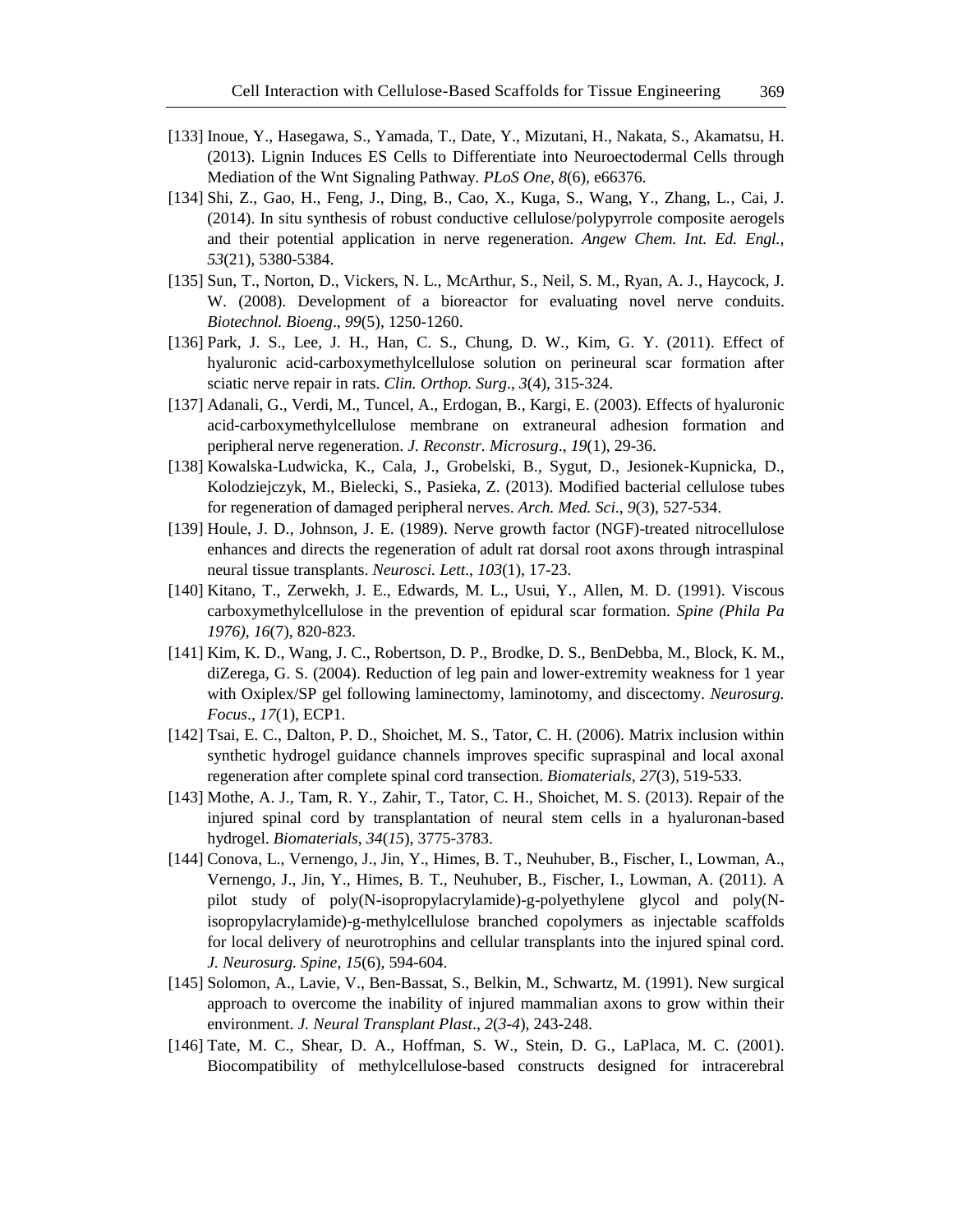[133] Inoue, Y., Hasegawa, S., Yamada, T., Date, Y., Mizutani, H., Nakata, S., Akamatsu, H. (2013). Lignin Induces ES Cells to Differentiate into Neuroectodermal Cells through Mediation of the Wnt Signaling Pathway. *PLoS One*, *8*(6), e66376.

[134] Shi, Z., Gao, H., Feng, J., Ding, B., Cao, X., Kuga, S., Wang, Y., Zhang, L., Cai, J. (2014). In situ synthesis of robust conductive cellulose/polypyrrole composite aerogels and their potential application in nerve regeneration. *Angew Chem. Int. Ed. Engl.*, *53*(21), 5380-5384.

[135] Sun, T., Norton, D., Vickers, N. L., McArthur, S., Neil, S. M., Ryan, A. J., Haycock, J. W. (2008). Development of a bioreactor for evaluating novel nerve conduits. *Biotechnol. Bioeng*., *99*(5), 1250-1260.

[136] Park, J. S., Lee, J. H., Han, C. S., Chung, D. W., Kim, G. Y. (2011). Effect of hyaluronic acid-carboxymethylcellulose solution on perineural scar formation after sciatic nerve repair in rats. *Clin. Orthop. Surg*., *3*(4), 315-324.

[137] Adanali, G., Verdi, M., Tuncel, A., Erdogan, B., Kargi, E. (2003). Effects of hyaluronic acid-carboxymethylcellulose membrane on extraneural adhesion formation and peripheral nerve regeneration. *J. Reconstr. Microsurg*., *19*(1), 29-36.

[138] Kowalska-Ludwicka, K., Cala, J., Grobelski, B., Sygut, D., Jesionek-Kupnicka, D., Kolodziejczyk, M., Bielecki, S., Pasieka, Z. (2013). Modified bacterial cellulose tubes for regeneration of damaged peripheral nerves. *Arch. Med. Sci*., *9*(3), 527-534.

[139] Houle, J. D., Johnson, J. E. (1989). Nerve growth factor (NGF)-treated nitrocellulose enhances and directs the regeneration of adult rat dorsal root axons through intraspinal neural tissue transplants. *Neurosci. Lett*., *103*(1), 17-23.

[140] Kitano, T., Zerwekh, J. E., Edwards, M. L., Usui, Y., Allen, M. D. (1991). Viscous carboxymethylcellulose in the prevention of epidural scar formation. *Spine (Phila Pa 1976)*, *16*(7), 820-823.

[141] Kim, K. D., Wang, J. C., Robertson, D. P., Brodke, D. S., BenDebba, M., Block, K. M., diZerega, G. S. (2004). Reduction of leg pain and lower-extremity weakness for 1 year with Oxiplex/SP gel following laminectomy, laminotomy, and discectomy. *Neurosurg. Focus*., *17*(1), ECP1.

[142] Tsai, E. C., Dalton, P. D., Shoichet, M. S., Tator, C. H. (2006). Matrix inclusion within synthetic hydrogel guidance channels improves specific supraspinal and local axonal regeneration after complete spinal cord transection. *Biomaterials*, *27*(3), 519-533.

[143] Mothe, A. J., Tam, R. Y., Zahir, T., Tator, C. H., Shoichet, M. S. (2013). Repair of the injured spinal cord by transplantation of neural stem cells in a hyaluronan-based hydrogel. *Biomaterials*, *34*(*15*), 3775-3783.

[144] Conova, L., Vernengo, J., Jin, Y., Himes, B. T., Neuhuber, B., Fischer, I., Lowman, A., Vernengo, J., Jin, Y., Himes, B. T., Neuhuber, B., Fischer, I., Lowman, A. (2011). A pilot study of poly(N-isopropylacrylamide)-g-polyethylene glycol and poly(N-isopropylacrylamide)-g-methylcellulose branched copolymers as injectable scaffolds for local delivery of neurotrophins and cellular transplants into the injured spinal cord. *J. Neurosurg. Spine*, *15*(6), 594-604.

[145] Solomon, A., Lavie, V., Ben-Bassat, S., Belkin, M., Schwartz, M. (1991). New surgical approach to overcome the inability of injured mammalian axons to grow within their environment. *J. Neural Transplant Plast*., *2*(*3-4*), 243-248.

[146] Tate, M. C., Shear, D. A., Hoffman, S. W., Stein, D. G., LaPlaca, M. C. (2001). Biocompatibility of methylcellulose-based constructs designed for intracerebral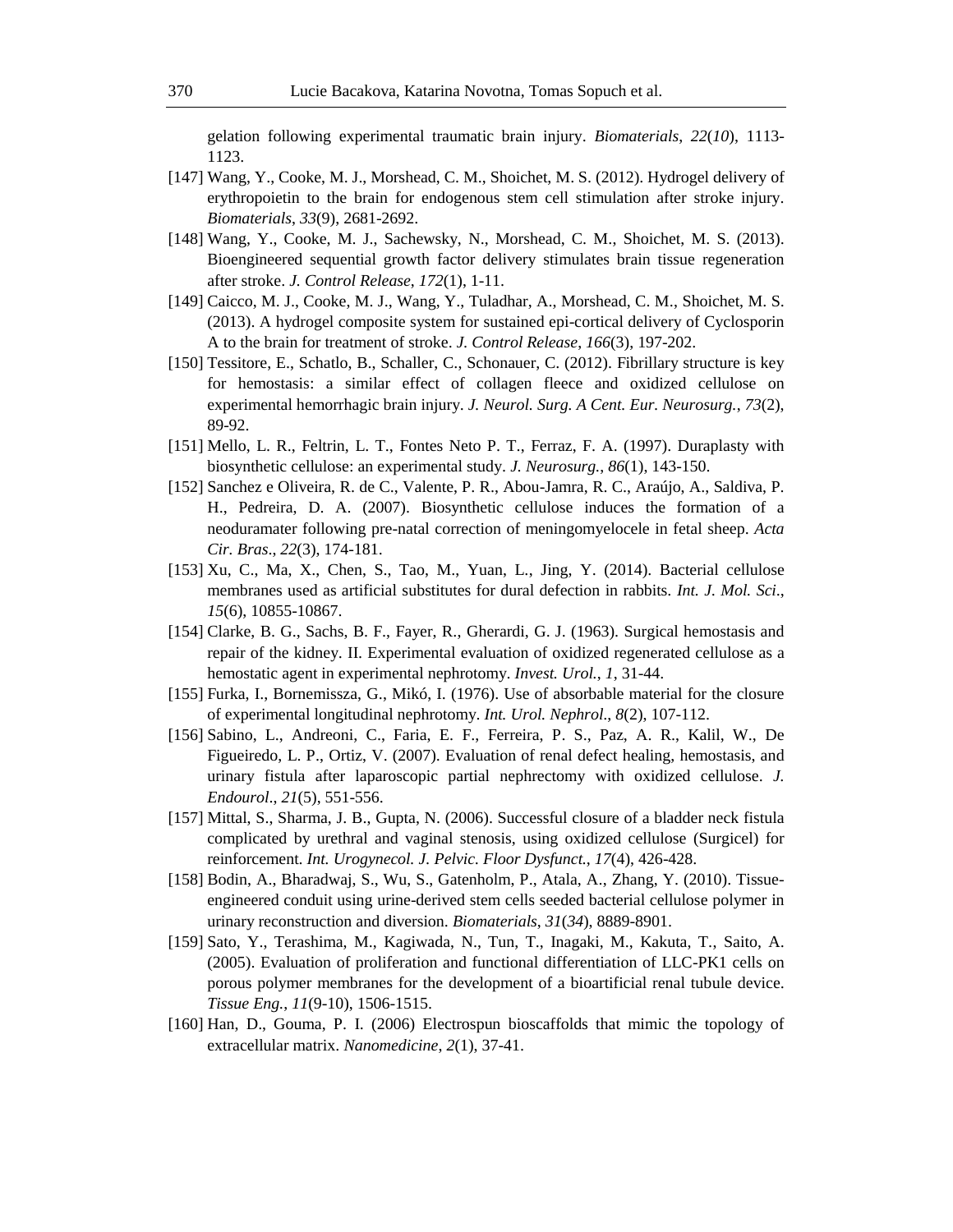gelation following experimental traumatic brain injury. *Biomaterials*, *22*(*10*), 1113-1123.

[147] Wang, Y., Cooke, M. J., Morshead, C. M., Shoichet, M. S. (2012). Hydrogel delivery of erythropoietin to the brain for endogenous stem cell stimulation after stroke injury. *Biomaterials*, *33*(9), 2681-2692.

[148] Wang, Y., Cooke, M. J., Sachewsky, N., Morshead, C. M., Shoichet, M. S. (2013). Bioengineered sequential growth factor delivery stimulates brain tissue regeneration after stroke. *J. Control Release*, *172*(1), 1-11.

[149] Caicco, M. J., Cooke, M. J., Wang, Y., Tuladhar, A., Morshead, C. M., Shoichet, M. S. (2013). A hydrogel composite system for sustained epi-cortical delivery of Cyclosporin A to the brain for treatment of stroke. *J. Control Release*, *166*(3), 197-202.

[150] Tessitore, E., Schatlo, B., Schaller, C., Schonauer, C. (2012). Fibrillary structure is key for hemostasis: a similar effect of collagen fleece and oxidized cellulose on experimental hemorrhagic brain injury. *J. Neurol. Surg. A Cent. Eur. Neurosurg.*, *73*(2), 89-92.

[151] Mello, L. R., Feltrin, L. T., Fontes Neto P. T., Ferraz, F. A. (1997). Duraplasty with biosynthetic cellulose: an experimental study. *J. Neurosurg.*, *86*(1), 143-150.

[152] Sanchez e Oliveira, R. de C., Valente, P. R., Abou-Jamra, R. C., Araújo, A., Saldiva, P. H., Pedreira, D. A. (2007). Biosynthetic cellulose induces the formation of a neoduramater following pre-natal correction of meningomyelocele in fetal sheep. *Acta Cir. Bras*., *22*(3), 174-181.

[153] Xu, C., Ma, X., Chen, S., Tao, M., Yuan, L., Jing, Y. (2014). Bacterial cellulose membranes used as artificial substitutes for dural defection in rabbits. *Int. J. Mol. Sci*., *15*(6), 10855-10867.

[154] Clarke, B. G., Sachs, B. F., Fayer, R., Gherardi, G. J. (1963). Surgical hemostasis and repair of the kidney. II. Experimental evaluation of oxidized regenerated cellulose as a hemostatic agent in experimental nephrotomy. *Invest. Urol.*, *1*, 31-44.

[155] Furka, I., Bornemissza, G., Mikó, I. (1976). Use of absorbable material for the closure of experimental longitudinal nephrotomy. *Int. Urol. Nephrol*., *8*(2), 107-112.

[156] Sabino, L., Andreoni, C., Faria, E. F., Ferreira, P. S., Paz, A. R., Kalil, W., De Figueiredo, L. P., Ortiz, V. (2007). Evaluation of renal defect healing, hemostasis, and urinary fistula after laparoscopic partial nephrectomy with oxidized cellulose. *J. Endourol*., *21*(5), 551-556.

[157] Mittal, S., Sharma, J. B., Gupta, N. (2006). Successful closure of a bladder neck fistula complicated by urethral and vaginal stenosis, using oxidized cellulose (Surgicel) for reinforcement. *Int. Urogynecol. J. Pelvic. Floor Dysfunct.*, *17*(4), 426-428.

[158] Bodin, A., Bharadwaj, S., Wu, S., Gatenholm, P., Atala, A., Zhang, Y. (2010). Tissue-engineered conduit using urine-derived stem cells seeded bacterial cellulose polymer in urinary reconstruction and diversion. *Biomaterials*, *31*(*34*), 8889-8901.

[159] Sato, Y., Terashima, M., Kagiwada, N., Tun, T., Inagaki, M., Kakuta, T., Saito, A. (2005). Evaluation of proliferation and functional differentiation of LLC-PK1 cells on porous polymer membranes for the development of a bioartificial renal tubule device. *Tissue Eng.*, *11*(9-10), 1506-1515.

[160] Han, D., Gouma, P. I. (2006) Electrospun bioscaffolds that mimic the topology of extracellular matrix. *Nanomedicine*, *2*(1), 37-41.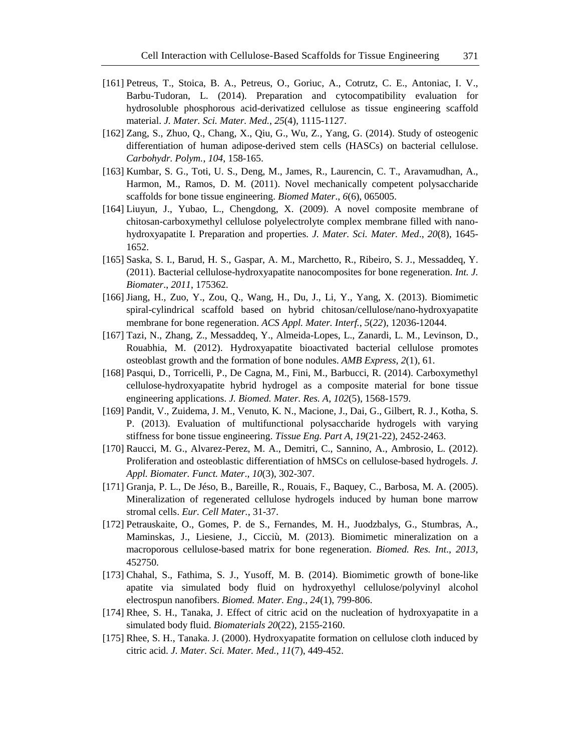[161] Petreus, T., Stoica, B. A., Petreus, O., Goriuc, A., Cotrutz, C. E., Antoniac, I. V., Barbu-Tudoran, L. (2014). Preparation and cytocompatibility evaluation for hydrosoluble phosphorous acid-derivatized cellulose as tissue engineering scaffold material. *J. Mater. Sci. Mater. Med.*, *25*(4), 1115-1127.

[162] Zang, S., Zhuo, Q., Chang, X., Qiu, G., Wu, Z., Yang, G. (2014). Study of osteogenic differentiation of human adipose-derived stem cells (HASCs) on bacterial cellulose. *Carbohydr. Polym.*, *104*, 158-165.

[163] Kumbar, S. G., Toti, U. S., Deng, M., James, R., Laurencin, C. T., Aravamudhan, A., Harmon, M., Ramos, D. M. (2011). Novel mechanically competent polysaccharide scaffolds for bone tissue engineering. *Biomed Mater*., *6*(6), 065005.

[164] Liuyun, J., Yubao, L., Chengdong, X. (2009). A novel composite membrane of chitosan-carboxymethyl cellulose polyelectrolyte complex membrane filled with nano-hydroxyapatite I. Preparation and properties. *J. Mater. Sci. Mater. Med*., *20*(8), 1645-1652.

[165] Saska, S. I., Barud, H. S., Gaspar, A. M., Marchetto, R., Ribeiro, S. J., Messaddeq, Y. (2011). Bacterial cellulose-hydroxyapatite nanocomposites for bone regeneration. *Int. J. Biomater*., *2011*, 175362.

[166] Jiang, H., Zuo, Y., Zou, Q., Wang, H., Du, J., Li, Y., Yang, X. (2013). Biomimetic spiral-cylindrical scaffold based on hybrid chitosan/cellulose/nano-hydroxyapatite membrane for bone regeneration. *ACS Appl. Mater. Interf.*, *5*(*22*), 12036-12044.

[167] Tazi, N., Zhang, Z., Messaddeq, Y., Almeida-Lopes, L., Zanardi, L. M., Levinson, D., Rouabhia, M. (2012). Hydroxyapatite bioactivated bacterial cellulose promotes osteoblast growth and the formation of bone nodules. *AMB Express*, *2*(1), 61.

[168] Pasqui, D., Torricelli, P., De Cagna, M., Fini, M., Barbucci, R. (2014). Carboxymethyl cellulose-hydroxyapatite hybrid hydrogel as a composite material for bone tissue engineering applications. *J. Biomed. Mater. Res. A*, *102*(5), 1568-1579.

[169] Pandit, V., Zuidema, J. M., Venuto, K. N., Macione, J., Dai, G., Gilbert, R. J., Kotha, S. P. (2013). Evaluation of multifunctional polysaccharide hydrogels with varying stiffness for bone tissue engineering. *Tissue Eng. Part A*, *19*(21-22), 2452-2463.

[170] Raucci, M. G., Alvarez-Perez, M. A., Demitri, C., Sannino, A., Ambrosio, L. (2012). Proliferation and osteoblastic differentiation of hMSCs on cellulose-based hydrogels. *J. Appl. Biomater. Funct. Mater*., *10*(3), 302-307.

[171] Granja, P. L., De Jéso, B., Bareille, R., Rouais, F., Baquey, C., Barbosa, M. A. (2005). Mineralization of regenerated cellulose hydrogels induced by human bone marrow stromal cells. *Eur. Cell Mater.*, 31-37.

[172] Petrauskaite, O., Gomes, P. de S., Fernandes, M. H., Juodzbalys, G., Stumbras, A., Maminskas, J., Liesiene, J., Cicciù, M. (2013). Biomimetic mineralization on a macroporous cellulose-based matrix for bone regeneration. *Biomed. Res. Int*., *2013*, 452750.

[173] Chahal, S., Fathima, S. J., Yusoff, M. B. (2014). Biomimetic growth of bone-like apatite via simulated body fluid on hydroxyethyl cellulose/polyvinyl alcohol electrospun nanofibers. *Biomed. Mater. Eng*., *24*(1), 799-806.

[174] Rhee, S. H., Tanaka, J. Effect of citric acid on the nucleation of hydroxyapatite in a simulated body fluid. *Biomaterials 20*(22), 2155-2160.

[175] Rhee, S. H., Tanaka. J. (2000). Hydroxyapatite formation on cellulose cloth induced by citric acid. *J. Mater. Sci. Mater. Med.*, *11*(7), 449-452.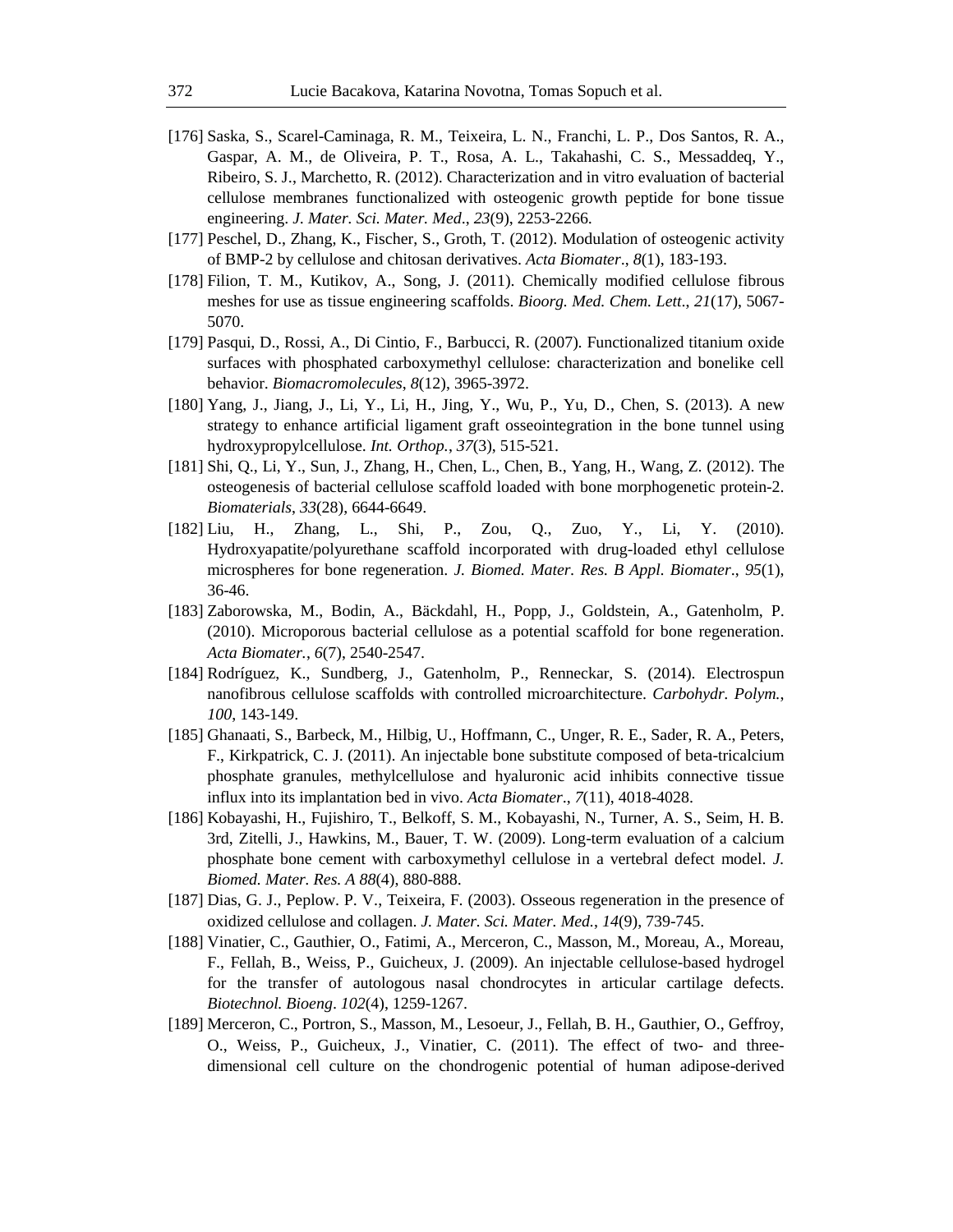[176] Saska, S., Scarel-Caminaga, R. M., Teixeira, L. N., Franchi, L. P., Dos Santos, R. A., Gaspar, A. M., de Oliveira, P. T., Rosa, A. L., Takahashi, C. S., Messaddeq, Y., Ribeiro, S. J., Marchetto, R. (2012). Characterization and in vitro evaluation of bacterial cellulose membranes functionalized with osteogenic growth peptide for bone tissue engineering. *J. Mater. Sci. Mater. Med*., *23*(9), 2253-2266.

[177] Peschel, D., Zhang, K., Fischer, S., Groth, T. (2012). Modulation of osteogenic activity of BMP-2 by cellulose and chitosan derivatives. *Acta Biomater*., *8*(1), 183-193.

[178] Filion, T. M., Kutikov, A., Song, J. (2011). Chemically modified cellulose fibrous meshes for use as tissue engineering scaffolds. *Bioorg. Med. Chem. Lett*., *21*(17), 5067-5070.

[179] Pasqui, D., Rossi, A., Di Cintio, F., Barbucci, R. (2007). Functionalized titanium oxide surfaces with phosphated carboxymethyl cellulose: characterization and bonelike cell behavior. *Biomacromolecules*, *8*(12), 3965-3972.

[180] Yang, J., Jiang, J., Li, Y., Li, H., Jing, Y., Wu, P., Yu, D., Chen, S. (2013). A new strategy to enhance artificial ligament graft osseointegration in the bone tunnel using hydroxypropylcellulose. *Int. Orthop.*, *37*(3), 515-521.

[181] Shi, Q., Li, Y., Sun, J., Zhang, H., Chen, L., Chen, B., Yang, H., Wang, Z. (2012). The osteogenesis of bacterial cellulose scaffold loaded with bone morphogenetic protein-2. *Biomaterials*, *33*(28), 6644-6649.

[182] Liu, H., Zhang, L., Shi, P., Zou, Q., Zuo, Y., Li, Y. (2010). Hydroxyapatite/polyurethane scaffold incorporated with drug-loaded ethyl cellulose microspheres for bone regeneration. *J. Biomed. Mater. Res. B Appl. Biomater*., *95*(1), 36-46.

[183] Zaborowska, M., Bodin, A., Bäckdahl, H., Popp, J., Goldstein, A., Gatenholm, P. (2010). Microporous bacterial cellulose as a potential scaffold for bone regeneration. *Acta Biomater.*, *6*(7), 2540-2547.

[184] Rodríguez, K., Sundberg, J., Gatenholm, P., Renneckar, S. (2014). Electrospun nanofibrous cellulose scaffolds with controlled microarchitecture. *Carbohydr. Polym.*, *100*, 143-149.

[185] Ghanaati, S., Barbeck, M., Hilbig, U., Hoffmann, C., Unger, R. E., Sader, R. A., Peters, F., Kirkpatrick, C. J. (2011). An injectable bone substitute composed of beta-tricalcium phosphate granules, methylcellulose and hyaluronic acid inhibits connective tissue influx into its implantation bed in vivo. *Acta Biomater*., *7*(11), 4018-4028.

[186] Kobayashi, H., Fujishiro, T., Belkoff, S. M., Kobayashi, N., Turner, A. S., Seim, H. B. 3rd, Zitelli, J., Hawkins, M., Bauer, T. W. (2009). Long-term evaluation of a calcium phosphate bone cement with carboxymethyl cellulose in a vertebral defect model. *J. Biomed. Mater. Res. A 88*(4), 880-888.

[187] Dias, G. J., Peplow. P. V., Teixeira, F. (2003). Osseous regeneration in the presence of oxidized cellulose and collagen. *J. Mater. Sci. Mater. Med.*, *14*(9), 739-745.

[188] Vinatier, C., Gauthier, O., Fatimi, A., Merceron, C., Masson, M., Moreau, A., Moreau, F., Fellah, B., Weiss, P., Guicheux, J. (2009). An injectable cellulose-based hydrogel for the transfer of autologous nasal chondrocytes in articular cartilage defects. *Biotechnol. Bioeng*. *102*(4), 1259-1267.

[189] Merceron, C., Portron, S., Masson, M., Lesoeur, J., Fellah, B. H., Gauthier, O., Geffroy, O., Weiss, P., Guicheux, J., Vinatier, C. (2011). The effect of two- and three-dimensional cell culture on the chondrogenic potential of human adipose-derived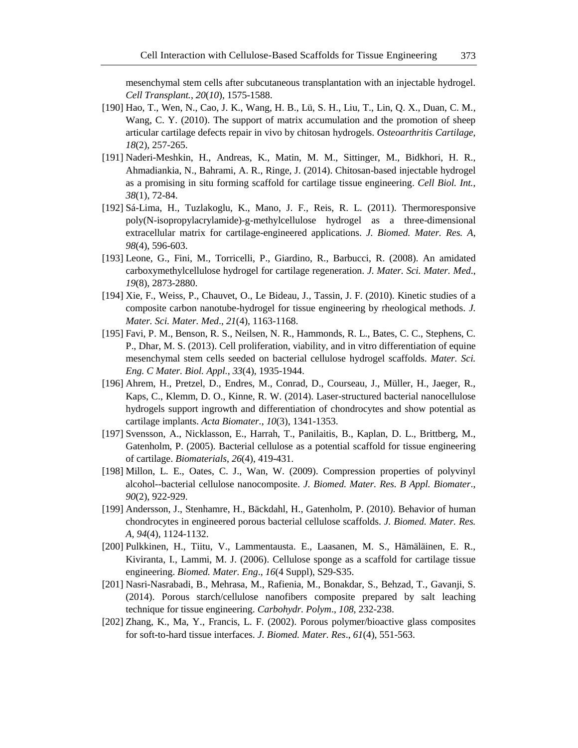mesenchymal stem cells after subcutaneous transplantation with an injectable hydrogel. *Cell Transplant.*, *20*(*10*), 1575-1588.

[190] Hao, T., Wen, N., Cao, J. K., Wang, H. B., Lü, S. H., Liu, T., Lin, Q. X., Duan, C. M., Wang, C. Y. (2010). The support of matrix accumulation and the promotion of sheep articular cartilage defects repair in vivo by chitosan hydrogels. *Osteoarthritis Cartilage*, *18*(2), 257-265.

[191] Naderi-Meshkin, H., Andreas, K., Matin, M. M., Sittinger, M., Bidkhori, H. R., Ahmadiankia, N., Bahrami, A. R., Ringe, J. (2014). Chitosan-based injectable hydrogel as a promising in situ forming scaffold for cartilage tissue engineering. *Cell Biol. Int.*, *38*(1), 72-84.

[192] Sá-Lima, H., Tuzlakoglu, K., Mano, J. F., Reis, R. L. (2011). Thermoresponsive poly(N-isopropylacrylamide)-g-methylcellulose hydrogel as a three-dimensional extracellular matrix for cartilage-engineered applications. *J. Biomed. Mater. Res. A*, *98*(4), 596-603.

[193] Leone, G., Fini, M., Torricelli, P., Giardino, R., Barbucci, R. (2008). An amidated carboxymethylcellulose hydrogel for cartilage regeneration. *J. Mater. Sci. Mater. Med*., *19*(8), 2873-2880.

[194] Xie, F., Weiss, P., Chauvet, O., Le Bideau, J., Tassin, J. F. (2010). Kinetic studies of a composite carbon nanotube-hydrogel for tissue engineering by rheological methods. *J. Mater. Sci. Mater. Med*., *21*(4), 1163-1168.

[195] Favi, P. M., Benson, R. S., Neilsen, N. R., Hammonds, R. L., Bates, C. C., Stephens, C. P., Dhar, M. S. (2013). Cell proliferation, viability, and in vitro differentiation of equine mesenchymal stem cells seeded on bacterial cellulose hydrogel scaffolds. *Mater. Sci. Eng. C Mater. Biol. Appl.*, *33*(4), 1935-1944.

[196] Ahrem, H., Pretzel, D., Endres, M., Conrad, D., Courseau, J., Müller, H., Jaeger, R., Kaps, C., Klemm, D. O., Kinne, R. W. (2014). Laser-structured bacterial nanocellulose hydrogels support ingrowth and differentiation of chondrocytes and show potential as cartilage implants. *Acta Biomater.*, *10*(3), 1341-1353.

[197] Svensson, A., Nicklasson, E., Harrah, T., Panilaitis, B., Kaplan, D. L., Brittberg, M., Gatenholm, P. (2005). Bacterial cellulose as a potential scaffold for tissue engineering of cartilage. *Biomaterials*, *26*(4), 419-431.

[198] Millon, L. E., Oates, C. J., Wan, W. (2009). Compression properties of polyvinyl alcohol--bacterial cellulose nanocomposite. *J. Biomed. Mater. Res. B Appl. Biomater*., *90*(2), 922-929.

[199] Andersson, J., Stenhamre, H., Bäckdahl, H., Gatenholm, P. (2010). Behavior of human chondrocytes in engineered porous bacterial cellulose scaffolds. *J. Biomed. Mater. Res. A*, *94*(4), 1124-1132.

[200] Pulkkinen, H., Tiitu, V., Lammentausta. E., Laasanen, M. S., Hämäläinen, E. R., Kiviranta, I., Lammi, M. J. (2006). Cellulose sponge as a scaffold for cartilage tissue engineering. *Biomed. Mater. Eng*., *16*(4 Suppl), S29-S35.

[201] Nasri-Nasrabadi, B., Mehrasa, M., Rafienia, M., Bonakdar, S., Behzad, T., Gavanji, S. (2014). Porous starch/cellulose nanofibers composite prepared by salt leaching technique for tissue engineering. *Carbohydr. Polym*., *108*, 232-238.

[202] Zhang, K., Ma, Y., Francis, L. F. (2002). Porous polymer/bioactive glass composites for soft-to-hard tissue interfaces. *J. Biomed. Mater. Res*., *61*(4), 551-563.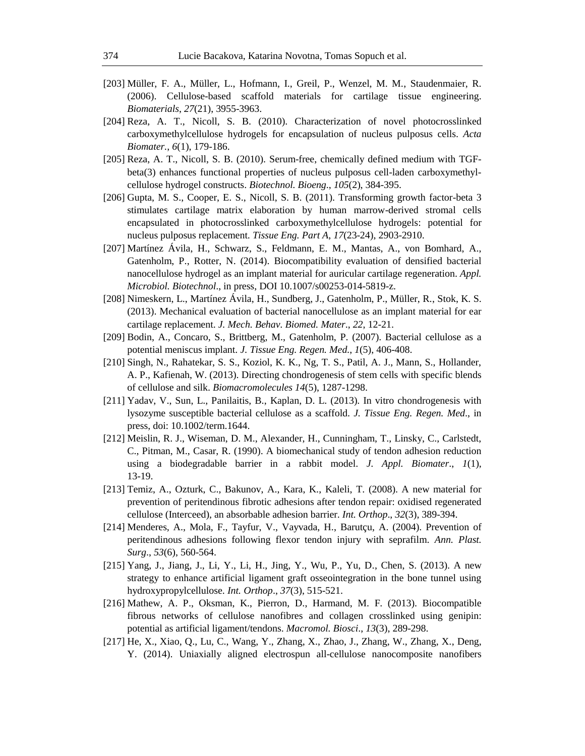[203] Müller, F. A., Müller, L., Hofmann, I., Greil, P., Wenzel, M. M., Staudenmaier, R. (2006). Cellulose-based scaffold materials for cartilage tissue engineering. *Biomaterials*, *27*(21), 3955-3963.

[204] Reza, A. T., Nicoll, S. B. (2010). Characterization of novel photocrosslinked carboxymethylcellulose hydrogels for encapsulation of nucleus pulposus cells. *Acta Biomater.*, *6*(1), 179-186.

[205] Reza, A. T., Nicoll, S. B. (2010). Serum-free, chemically defined medium with TGF-beta(3) enhances functional properties of nucleus pulposus cell-laden carboxymethyl-cellulose hydrogel constructs. *Biotechnol. Bioeng*., *105*(2), 384-395.

[206] Gupta, M. S., Cooper, E. S., Nicoll, S. B. (2011). Transforming growth factor-beta 3 stimulates cartilage matrix elaboration by human marrow-derived stromal cells encapsulated in photocrosslinked carboxymethylcellulose hydrogels: potential for nucleus pulposus replacement. *Tissue Eng. Part A*, *17*(23-24), 2903-2910.

[207] Martínez Ávila, H., Schwarz, S., Feldmann, E. M., Mantas, A., von Bomhard, A., Gatenholm, P., Rotter, N. (2014). Biocompatibility evaluation of densified bacterial nanocellulose hydrogel as an implant material for auricular cartilage regeneration. *Appl. Microbiol. Biotechnol*., in press, DOI 10.1007/s00253-014-5819-z.

[208] Nimeskern, L., Martínez Ávila, H., Sundberg, J., Gatenholm, P., Müller, R., Stok, K. S. (2013). Mechanical evaluation of bacterial nanocellulose as an implant material for ear cartilage replacement. *J. Mech. Behav. Biomed. Mater*., *22*, 12-21.

[209] Bodin, A., Concaro, S., Brittberg, M., Gatenholm, P. (2007). Bacterial cellulose as a potential meniscus implant. *J. Tissue Eng. Regen. Med.*, *1*(5), 406-408.

[210] Singh, N., Rahatekar, S. S., Koziol, K. K., Ng, T. S., Patil, A. J., Mann, S., Hollander, A. P., Kafienah, W. (2013). Directing chondrogenesis of stem cells with specific blends of cellulose and silk. *Biomacromolecules 14*(5), 1287-1298.

[211] Yadav, V., Sun, L., Panilaitis, B., Kaplan, D. L. (2013). In vitro chondrogenesis with lysozyme susceptible bacterial cellulose as a scaffold. *J. Tissue Eng. Regen. Med*., in press, doi: 10.1002/term.1644.

[212] Meislin, R. J., Wiseman, D. M., Alexander, H., Cunningham, T., Linsky, C., Carlstedt, C., Pitman, M., Casar, R. (1990). A biomechanical study of tendon adhesion reduction using a biodegradable barrier in a rabbit model. *J. Appl. Biomater*., *1*(1), 13-19.

[213] Temiz, A., Ozturk, C., Bakunov, A., Kara, K., Kaleli, T. (2008). A new material for prevention of peritendinous fibrotic adhesions after tendon repair: oxidised regenerated cellulose (Interceed), an absorbable adhesion barrier. *Int. Orthop*., *32*(3), 389-394.

[214] Menderes, A., Mola, F., Tayfur, V., Vayvada, H., Barutçu, A. (2004). Prevention of peritendinous adhesions following flexor tendon injury with seprafilm. *Ann. Plast. Surg*., *53*(6), 560-564.

[215] Yang, J., Jiang, J., Li, Y., Li, H., Jing, Y., Wu, P., Yu, D., Chen, S. (2013). A new strategy to enhance artificial ligament graft osseointegration in the bone tunnel using hydroxypropylcellulose. *Int. Orthop*., *37*(3), 515-521.

[216] Mathew, A. P., Oksman, K., Pierron, D., Harmand, M. F. (2013). Biocompatible fibrous networks of cellulose nanofibres and collagen crosslinked using genipin: potential as artificial ligament/tendons. *Macromol. Biosci*., *13*(3), 289-298.

[217] He, X., Xiao, Q., Lu, C., Wang, Y., Zhang, X., Zhao, J., Zhang, W., Zhang, X., Deng, Y. (2014). Uniaxially aligned electrospun all-cellulose nanocomposite nanofibers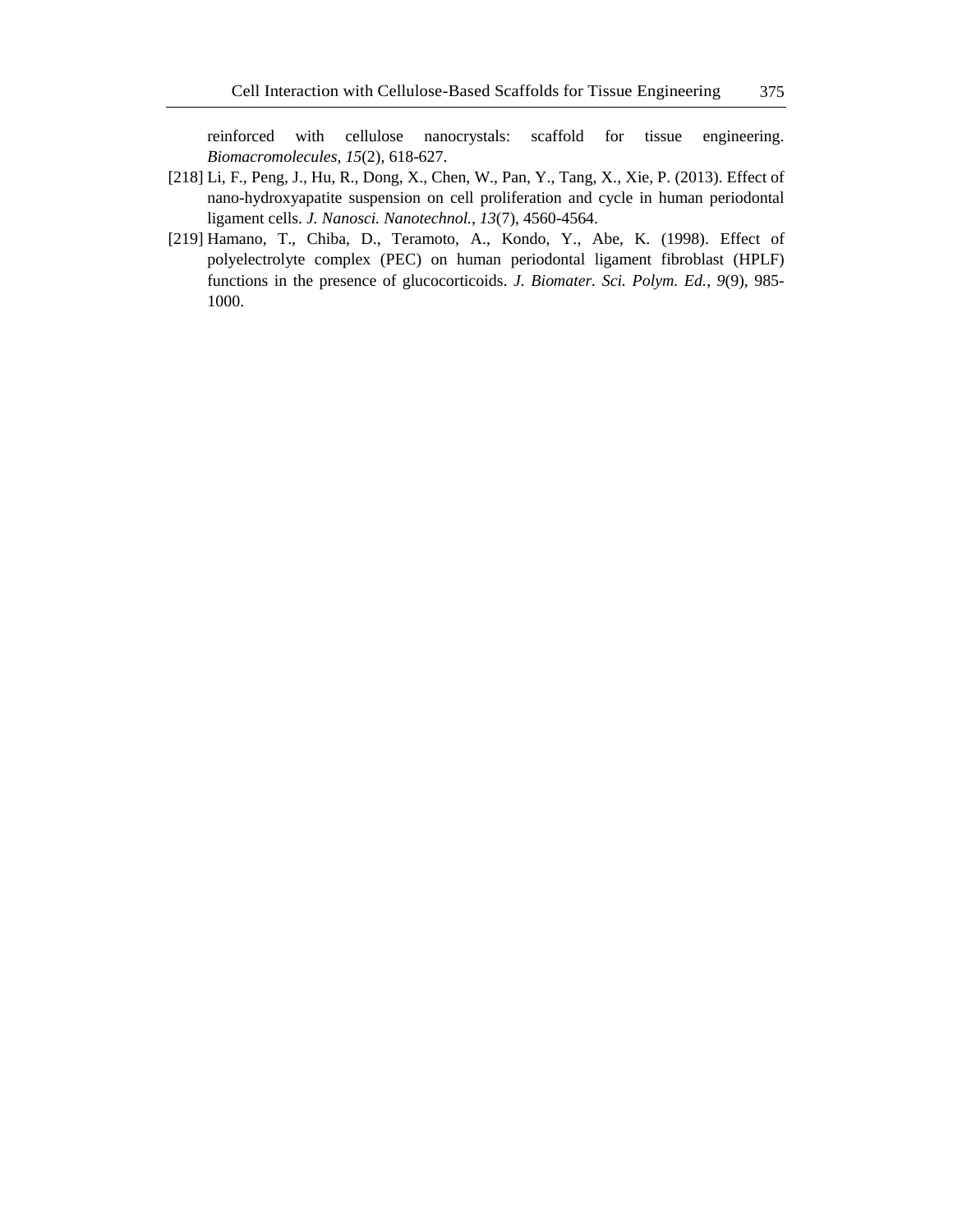reinforced with cellulose nanocrystals: scaffold for tissue engineering. *Biomacromolecules*, *15*(2), 618-627.

[218] Li, F., Peng, J., Hu, R., Dong, X., Chen, W., Pan, Y., Tang, X., Xie, P. (2013). Effect of nano-hydroxyapatite suspension on cell proliferation and cycle in human periodontal ligament cells. *J. Nanosci. Nanotechnol.*, *13*(7), 4560-4564.

[219] Hamano, T., Chiba, D., Teramoto, A., Kondo, Y., Abe, K. (1998). Effect of polyelectrolyte complex (PEC) on human periodontal ligament fibroblast (HPLF) functions in the presence of glucocorticoids. *J. Biomater. Sci. Polym. Ed.*, *9*(9), 985-1000.